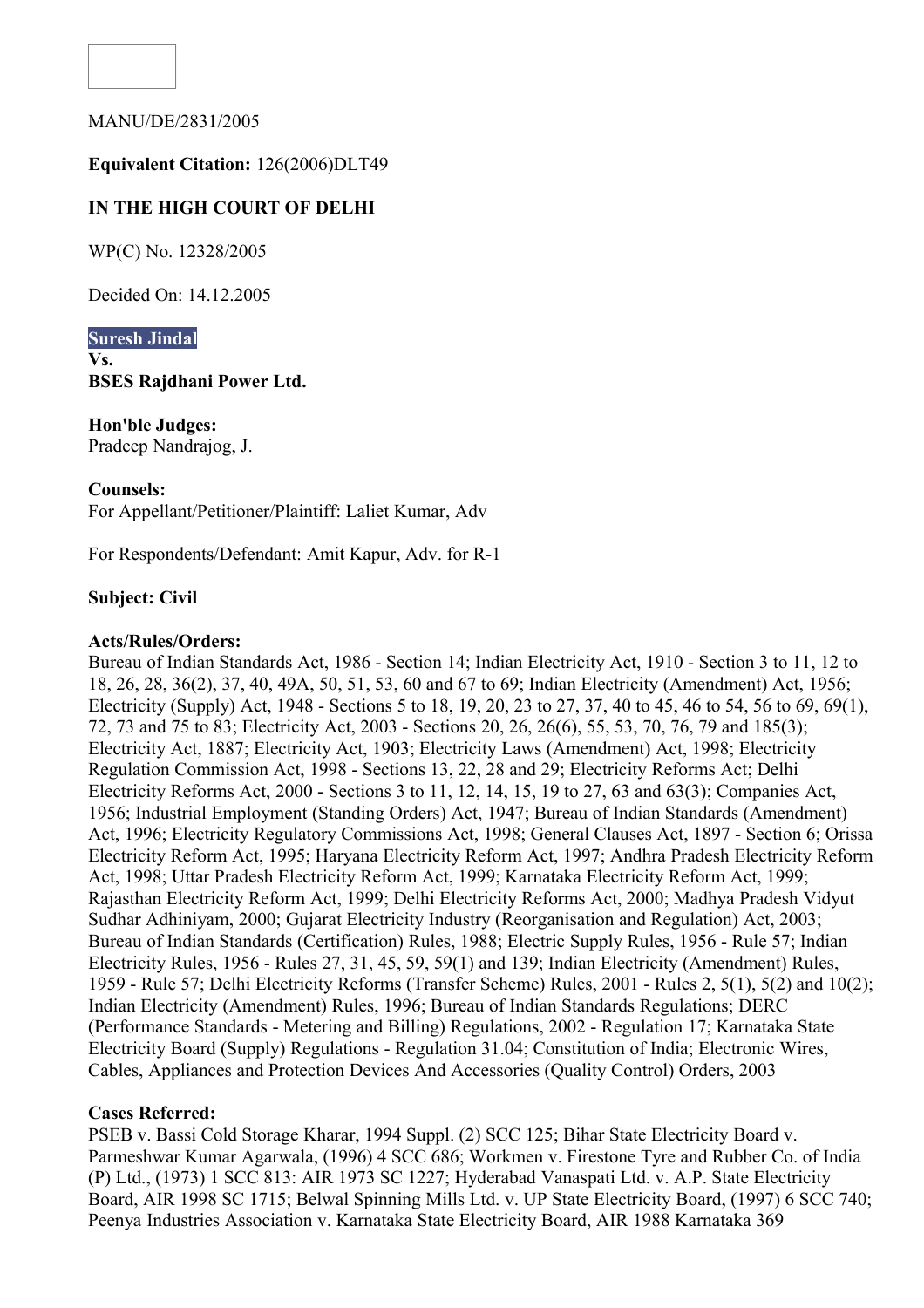MANU/DE/2831/2005

**Equivalent Citation:** 126(2006)DLT49

**IN THE HIGH COURT OF DELHI**

WP(C) No. 12328/2005

Decided On: 14.12.2005

**Suresh Jindal**
**Vs.**
**BSES Rajdhani Power Ltd.**

**Hon'ble Judges:**
Pradeep Nandrajog, J.

**Counsels:**
For Appellant/Petitioner/Plaintiff: Laliet Kumar, Adv

For Respondents/Defendant: Amit Kapur, Adv. for R-1

**Subject: Civil**

**Acts/Rules/Orders:**
Bureau of Indian Standards Act, 1986 - Section 14; Indian Electricity Act, 1910 - Section 3 to 11, 12 to 18, 26, 28, 36(2), 37, 40, 49A, 50, 51, 53, 60 and 67 to 69; Indian Electricity (Amendment) Act, 1956; Electricity (Supply) Act, 1948 - Sections 5 to 18, 19, 20, 23 to 27, 37, 40 to 45, 46 to 54, 56 to 69, 69(1), 72, 73 and 75 to 83; Electricity Act, 2003 - Sections 20, 26, 26(6), 55, 53, 70, 76, 79 and 185(3); Electricity Act, 1887; Electricity Act, 1903; Electricity Laws (Amendment) Act, 1998; Electricity Regulation Commission Act, 1998 - Sections 13, 22, 28 and 29; Electricity Reforms Act; Delhi Electricity Reforms Act, 2000 - Sections 3 to 11, 12, 14, 15, 19 to 27, 63 and 63(3); Companies Act, 1956; Industrial Employment (Standing Orders) Act, 1947; Bureau of Indian Standards (Amendment) Act, 1996; Electricity Regulatory Commissions Act, 1998; General Clauses Act, 1897 - Section 6; Orissa Electricity Reform Act, 1995; Haryana Electricity Reform Act, 1997; Andhra Pradesh Electricity Reform Act, 1998; Uttar Pradesh Electricity Reform Act, 1999; Karnataka Electricity Reform Act, 1999; Rajasthan Electricity Reform Act, 1999; Delhi Electricity Reforms Act, 2000; Madhya Pradesh Vidyut Sudhar Adhiniyam, 2000; Gujarat Electricity Industry (Reorganisation and Regulation) Act, 2003; Bureau of Indian Standards (Certification) Rules, 1988; Electric Supply Rules, 1956 - Rule 57; Indian Electricity Rules, 1956 - Rules 27, 31, 45, 59, 59(1) and 139; Indian Electricity (Amendment) Rules, 1959 - Rule 57; Delhi Electricity Reforms (Transfer Scheme) Rules, 2001 - Rules 2, 5(1), 5(2) and 10(2); Indian Electricity (Amendment) Rules, 1996; Bureau of Indian Standards Regulations; DERC (Performance Standards - Metering and Billing) Regulations, 2002 - Regulation 17; Karnataka State Electricity Board (Supply) Regulations - Regulation 31.04; Constitution of India; Electronic Wires, Cables, Appliances and Protection Devices And Accessories (Quality Control) Orders, 2003

**Cases Referred:**
PSEB v. Bassi Cold Storage Kharar, 1994 Suppl. (2) SCC 125; Bihar State Electricity Board v. Parmeshwar Kumar Agarwala, (1996) 4 SCC 686; Workmen v. Firestone Tyre and Rubber Co. of India (P) Ltd., (1973) 1 SCC 813: AIR 1973 SC 1227; Hyderabad Vanaspati Ltd. v. A.P. State Electricity Board, AIR 1998 SC 1715; Belwal Spinning Mills Ltd. v. UP State Electricity Board, (1997) 6 SCC 740; Peenya Industries Association v. Karnataka State Electricity Board, AIR 1988 Karnataka 369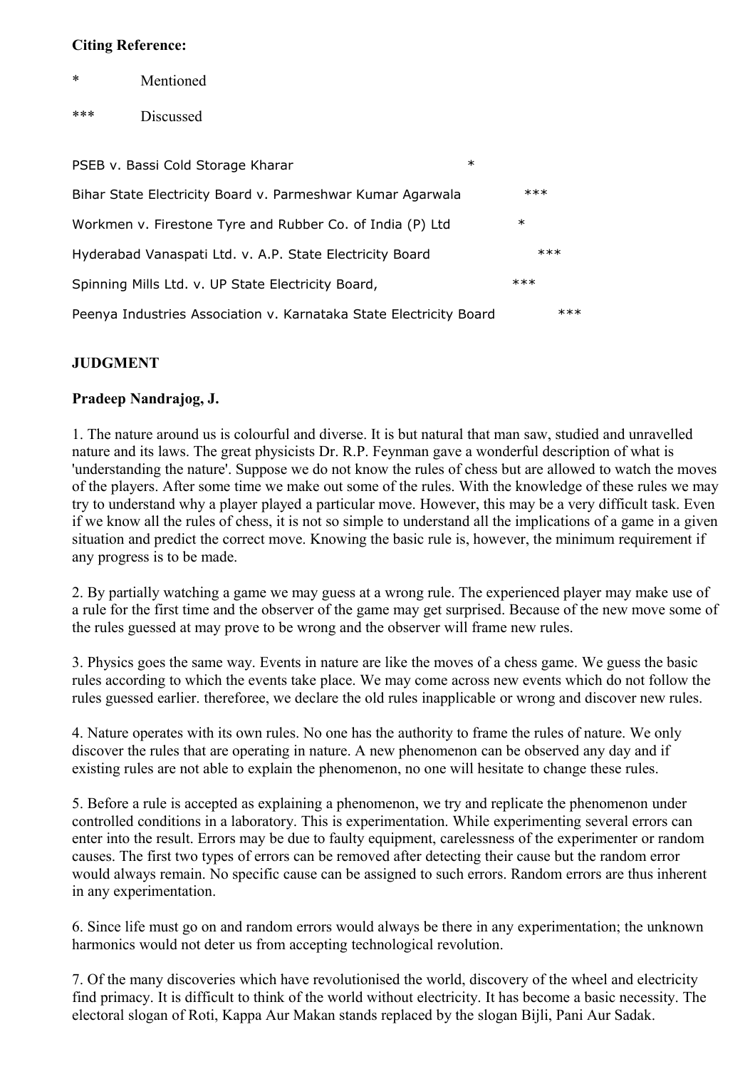**Citing Reference:**

| | |
|---|---|
| * | Mentioned |
| *** | Discussed |

| | |
|---|---|
| PSEB v. Bassi Cold Storage Kharar | * |
| Bihar State Electricity Board v. Parmeshwar Kumar Agarwala | *** |
| Workmen v. Firestone Tyre and Rubber Co. of India (P) Ltd | * |
| Hyderabad Vanaspati Ltd. v. A.P. State Electricity Board | *** |
| Spinning Mills Ltd. v. UP State Electricity Board, | *** |
| Peenya Industries Association v. Karnataka State Electricity Board | *** |

**JUDGMENT**

**Pradeep Nandrajog, J.**

1. The nature around us is colourful and diverse. It is but natural that man saw, studied and unravelled nature and its laws. The great physicists Dr. R.P. Feynman gave a wonderful description of what is 'understanding the nature'. Suppose we do not know the rules of chess but are allowed to watch the moves of the players. After some time we make out some of the rules. With the knowledge of these rules we may try to understand why a player played a particular move. However, this may be a very difficult task. Even if we know all the rules of chess, it is not so simple to understand all the implications of a game in a given situation and predict the correct move. Knowing the basic rule is, however, the minimum requirement if any progress is to be made.

2. By partially watching a game we may guess at a wrong rule. The experienced player may make use of a rule for the first time and the observer of the game may get surprised. Because of the new move some of the rules guessed at may prove to be wrong and the observer will frame new rules.

3. Physics goes the same way. Events in nature are like the moves of a chess game. We guess the basic rules according to which the events take place. We may come across new events which do not follow the rules guessed earlier. thereforee, we declare the old rules inapplicable or wrong and discover new rules.

4. Nature operates with its own rules. No one has the authority to frame the rules of nature. We only discover the rules that are operating in nature. A new phenomenon can be observed any day and if existing rules are not able to explain the phenomenon, no one will hesitate to change these rules.

5. Before a rule is accepted as explaining a phenomenon, we try and replicate the phenomenon under controlled conditions in a laboratory. This is experimentation. While experimenting several errors can enter into the result. Errors may be due to faulty equipment, carelessness of the experimenter or random causes. The first two types of errors can be removed after detecting their cause but the random error would always remain. No specific cause can be assigned to such errors. Random errors are thus inherent in any experimentation.

6. Since life must go on and random errors would always be there in any experimentation; the unknown harmonics would not deter us from accepting technological revolution.

7. Of the many discoveries which have revolutionised the world, discovery of the wheel and electricity find primacy. It is difficult to think of the world without electricity. It has become a basic necessity. The electoral slogan of Roti, Kappa Aur Makan stands replaced by the slogan Bijli, Pani Aur Sadak.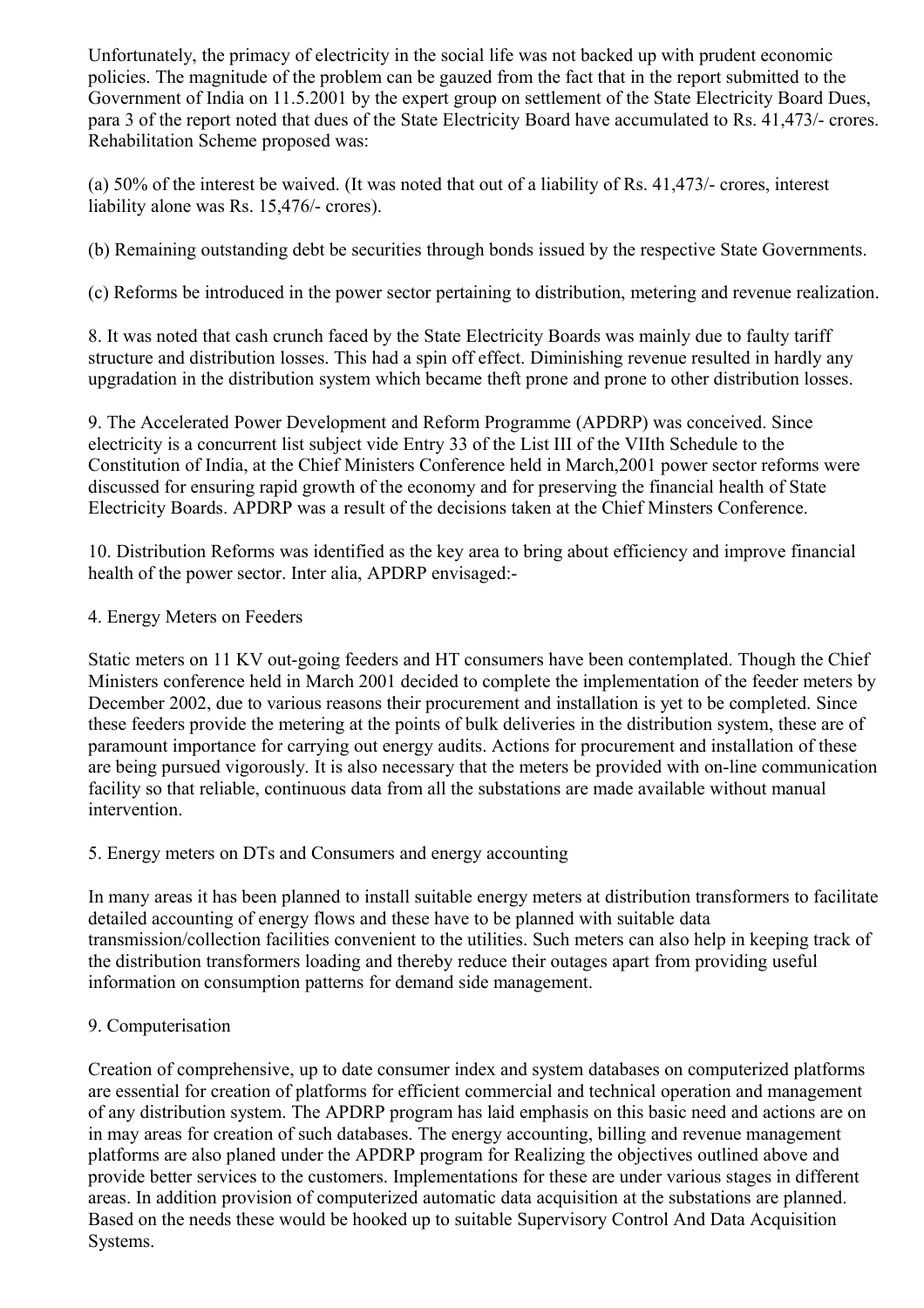Unfortunately, the primacy of electricity in the social life was not backed up with prudent economic policies. The magnitude of the problem can be gauzed from the fact that in the report submitted to the Government of India on 11.5.2001 by the expert group on settlement of the State Electricity Board Dues, para 3 of the report noted that dues of the State Electricity Board have accumulated to Rs. 41,473/- crores. Rehabilitation Scheme proposed was:

(a) 50% of the interest be waived. (It was noted that out of a liability of Rs. 41,473/- crores, interest liability alone was Rs. 15,476/- crores).

(b) Remaining outstanding debt be securities through bonds issued by the respective State Governments.

(c) Reforms be introduced in the power sector pertaining to distribution, metering and revenue realization.

8. It was noted that cash crunch faced by the State Electricity Boards was mainly due to faulty tariff structure and distribution losses. This had a spin off effect. Diminishing revenue resulted in hardly any upgradation in the distribution system which became theft prone and prone to other distribution losses.

9. The Accelerated Power Development and Reform Programme (APDRP) was conceived. Since electricity is a concurrent list subject vide Entry 33 of the List III of the VIIth Schedule to the Constitution of India, at the Chief Ministers Conference held in March,2001 power sector reforms were discussed for ensuring rapid growth of the economy and for preserving the financial health of State Electricity Boards. APDRP was a result of the decisions taken at the Chief Minsters Conference.

10. Distribution Reforms was identified as the key area to bring about efficiency and improve financial health of the power sector. Inter alia, APDRP envisaged:-

4. Energy Meters on Feeders

Static meters on 11 KV out-going feeders and HT consumers have been contemplated. Though the Chief Ministers conference held in March 2001 decided to complete the implementation of the feeder meters by December 2002, due to various reasons their procurement and installation is yet to be completed. Since these feeders provide the metering at the points of bulk deliveries in the distribution system, these are of paramount importance for carrying out energy audits. Actions for procurement and installation of these are being pursued vigorously. It is also necessary that the meters be provided with on-line communication facility so that reliable, continuous data from all the substations are made available without manual intervention.

5. Energy meters on DTs and Consumers and energy accounting

In many areas it has been planned to install suitable energy meters at distribution transformers to facilitate detailed accounting of energy flows and these have to be planned with suitable data transmission/collection facilities convenient to the utilities. Such meters can also help in keeping track of the distribution transformers loading and thereby reduce their outages apart from providing useful information on consumption patterns for demand side management.

9. Computerisation

Creation of comprehensive, up to date consumer index and system databases on computerized platforms are essential for creation of platforms for efficient commercial and technical operation and management of any distribution system. The APDRP program has laid emphasis on this basic need and actions are on in may areas for creation of such databases. The energy accounting, billing and revenue management platforms are also planed under the APDRP program for Realizing the objectives outlined above and provide better services to the customers. Implementations for these are under various stages in different areas. In addition provision of computerized automatic data acquisition at the substations are planned. Based on the needs these would be hooked up to suitable Supervisory Control And Data Acquisition Systems.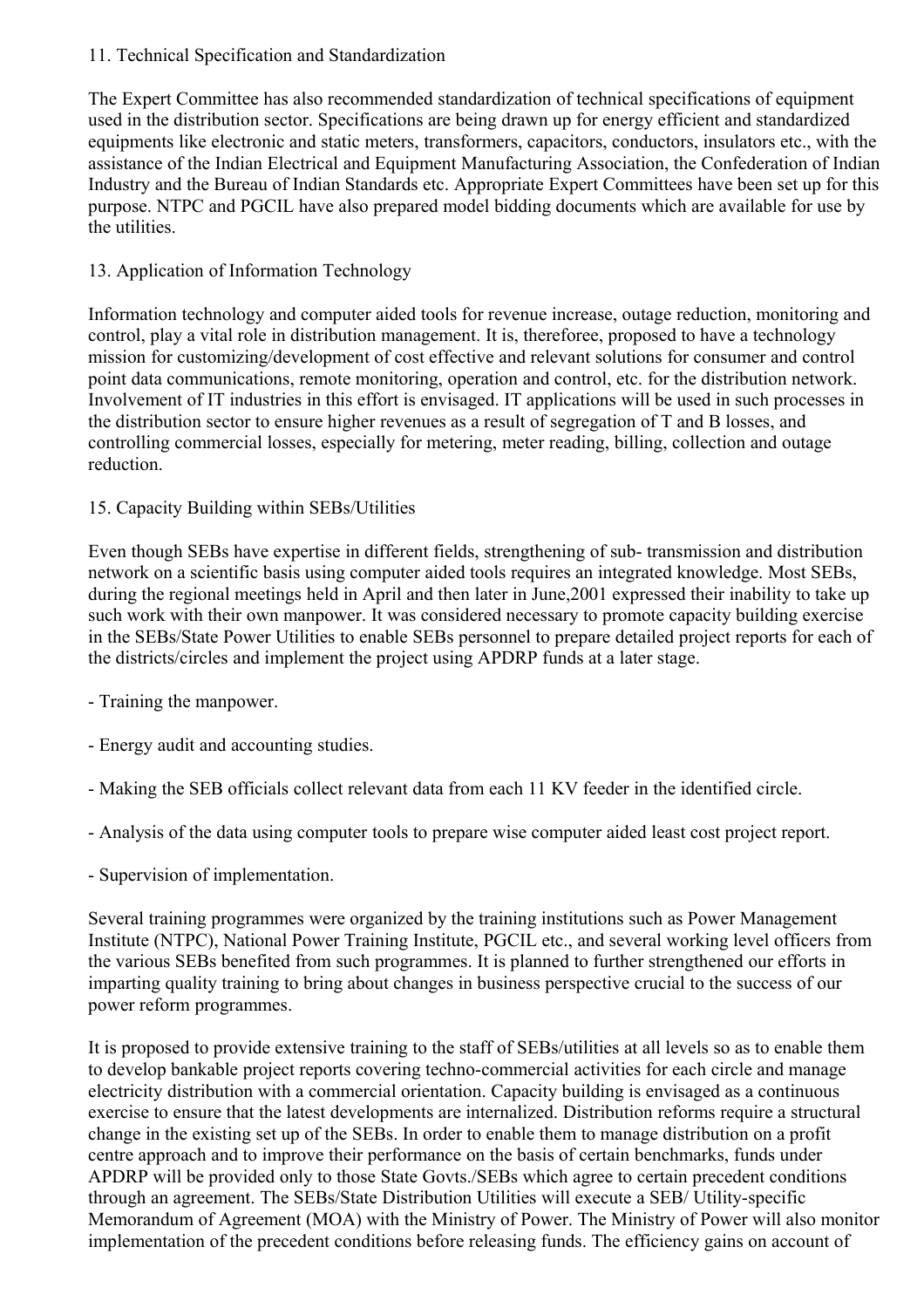11. Technical Specification and Standardization

The Expert Committee has also recommended standardization of technical specifications of equipment used in the distribution sector. Specifications are being drawn up for energy efficient and standardized equipments like electronic and static meters, transformers, capacitors, conductors, insulators etc., with the assistance of the Indian Electrical and Equipment Manufacturing Association, the Confederation of Indian Industry and the Bureau of Indian Standards etc. Appropriate Expert Committees have been set up for this purpose. NTPC and PGCIL have also prepared model bidding documents which are available for use by the utilities.

13. Application of Information Technology

Information technology and computer aided tools for revenue increase, outage reduction, monitoring and control, play a vital role in distribution management. It is, thereforee, proposed to have a technology mission for customizing/development of cost effective and relevant solutions for consumer and control point data communications, remote monitoring, operation and control, etc. for the distribution network. Involvement of IT industries in this effort is envisaged. IT applications will be used in such processes in the distribution sector to ensure higher revenues as a result of segregation of T and B losses, and controlling commercial losses, especially for metering, meter reading, billing, collection and outage reduction.

15. Capacity Building within SEBs/Utilities

Even though SEBs have expertise in different fields, strengthening of sub- transmission and distribution network on a scientific basis using computer aided tools requires an integrated knowledge. Most SEBs, during the regional meetings held in April and then later in June,2001 expressed their inability to take up such work with their own manpower. It was considered necessary to promote capacity building exercise in the SEBs/State Power Utilities to enable SEBs personnel to prepare detailed project reports for each of the districts/circles and implement the project using APDRP funds at a later stage.

- Training the manpower.

- Energy audit and accounting studies.

- Making the SEB officials collect relevant data from each 11 KV feeder in the identified circle.

- Analysis of the data using computer tools to prepare wise computer aided least cost project report.

- Supervision of implementation.

Several training programmes were organized by the training institutions such as Power Management Institute (NTPC), National Power Training Institute, PGCIL etc., and several working level officers from the various SEBs benefited from such programmes. It is planned to further strengthened our efforts in imparting quality training to bring about changes in business perspective crucial to the success of our power reform programmes.

It is proposed to provide extensive training to the staff of SEBs/utilities at all levels so as to enable them to develop bankable project reports covering techno-commercial activities for each circle and manage electricity distribution with a commercial orientation. Capacity building is envisaged as a continuous exercise to ensure that the latest developments are internalized. Distribution reforms require a structural change in the existing set up of the SEBs. In order to enable them to manage distribution on a profit centre approach and to improve their performance on the basis of certain benchmarks, funds under APDRP will be provided only to those State Govts./SEBs which agree to certain precedent conditions through an agreement. The SEBs/State Distribution Utilities will execute a SEB/ Utility-specific Memorandum of Agreement (MOA) with the Ministry of Power. The Ministry of Power will also monitor implementation of the precedent conditions before releasing funds. The efficiency gains on account of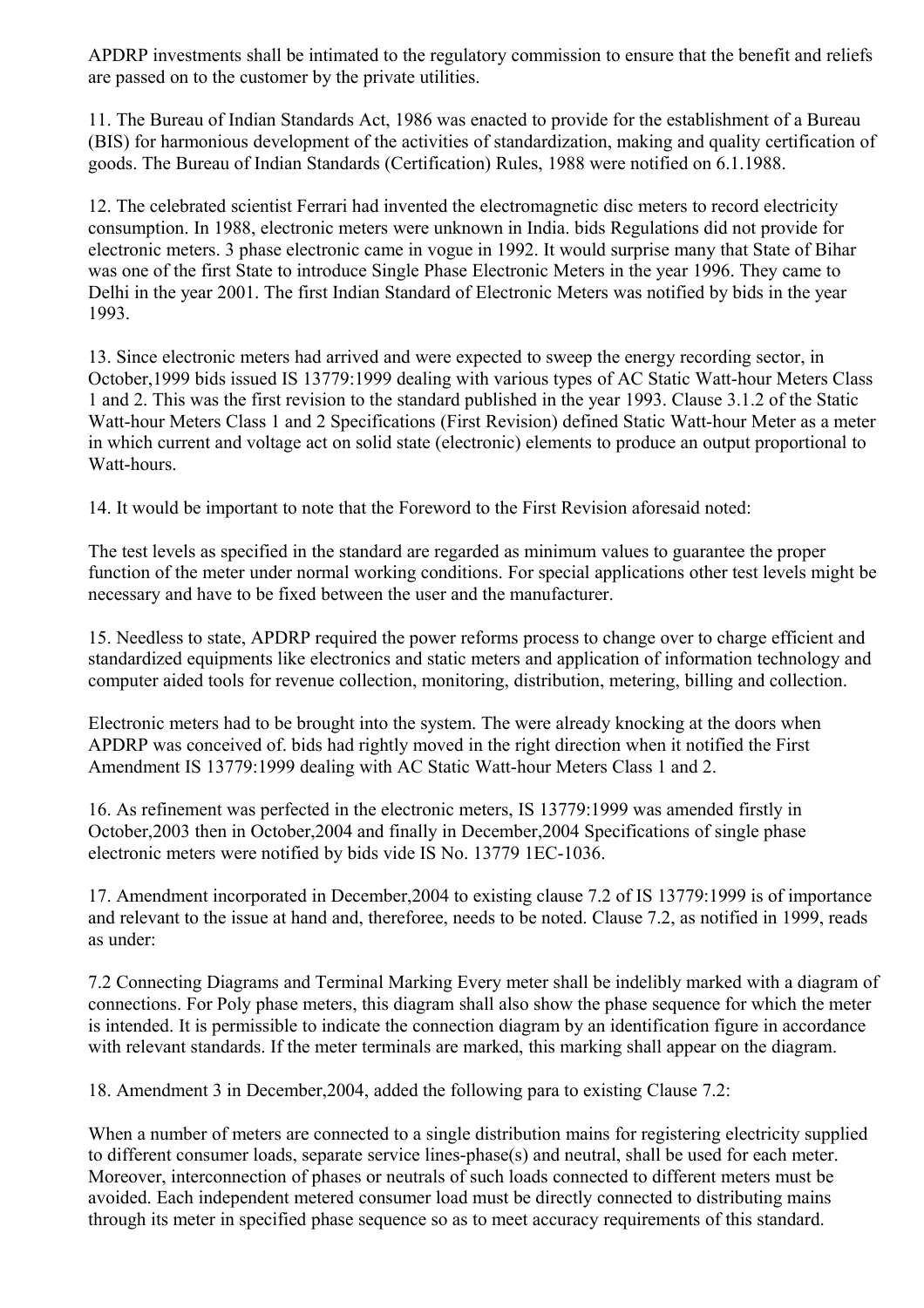APDRP investments shall be intimated to the regulatory commission to ensure that the benefit and reliefs are passed on to the customer by the private utilities.

11. The Bureau of Indian Standards Act, 1986 was enacted to provide for the establishment of a Bureau (BIS) for harmonious development of the activities of standardization, making and quality certification of goods. The Bureau of Indian Standards (Certification) Rules, 1988 were notified on 6.1.1988.

12. The celebrated scientist Ferrari had invented the electromagnetic disc meters to record electricity consumption. In 1988, electronic meters were unknown in India. bids Regulations did not provide for electronic meters. 3 phase electronic came in vogue in 1992. It would surprise many that State of Bihar was one of the first State to introduce Single Phase Electronic Meters in the year 1996. They came to Delhi in the year 2001. The first Indian Standard of Electronic Meters was notified by bids in the year 1993.

13. Since electronic meters had arrived and were expected to sweep the energy recording sector, in October,1999 bids issued IS 13779:1999 dealing with various types of AC Static Watt-hour Meters Class 1 and 2. This was the first revision to the standard published in the year 1993. Clause 3.1.2 of the Static Watt-hour Meters Class 1 and 2 Specifications (First Revision) defined Static Watt-hour Meter as a meter in which current and voltage act on solid state (electronic) elements to produce an output proportional to Watt-hours.

14. It would be important to note that the Foreword to the First Revision aforesaid noted:

The test levels as specified in the standard are regarded as minimum values to guarantee the proper function of the meter under normal working conditions. For special applications other test levels might be necessary and have to be fixed between the user and the manufacturer.

15. Needless to state, APDRP required the power reforms process to change over to charge efficient and standardized equipments like electronics and static meters and application of information technology and computer aided tools for revenue collection, monitoring, distribution, metering, billing and collection.

Electronic meters had to be brought into the system. The were already knocking at the doors when APDRP was conceived of. bids had rightly moved in the right direction when it notified the First Amendment IS 13779:1999 dealing with AC Static Watt-hour Meters Class 1 and 2.

16. As refinement was perfected in the electronic meters, IS 13779:1999 was amended firstly in October,2003 then in October,2004 and finally in December,2004 Specifications of single phase electronic meters were notified by bids vide IS No. 13779 1EC-1036.

17. Amendment incorporated in December,2004 to existing clause 7.2 of IS 13779:1999 is of importance and relevant to the issue at hand and, thereforee, needs to be noted. Clause 7.2, as notified in 1999, reads as under:

7.2 Connecting Diagrams and Terminal Marking Every meter shall be indelibly marked with a diagram of connections. For Poly phase meters, this diagram shall also show the phase sequence for which the meter is intended. It is permissible to indicate the connection diagram by an identification figure in accordance with relevant standards. If the meter terminals are marked, this marking shall appear on the diagram.

18. Amendment 3 in December,2004, added the following para to existing Clause 7.2:

When a number of meters are connected to a single distribution mains for registering electricity supplied to different consumer loads, separate service lines-phase(s) and neutral, shall be used for each meter. Moreover, interconnection of phases or neutrals of such loads connected to different meters must be avoided. Each independent metered consumer load must be directly connected to distributing mains through its meter in specified phase sequence so as to meet accuracy requirements of this standard.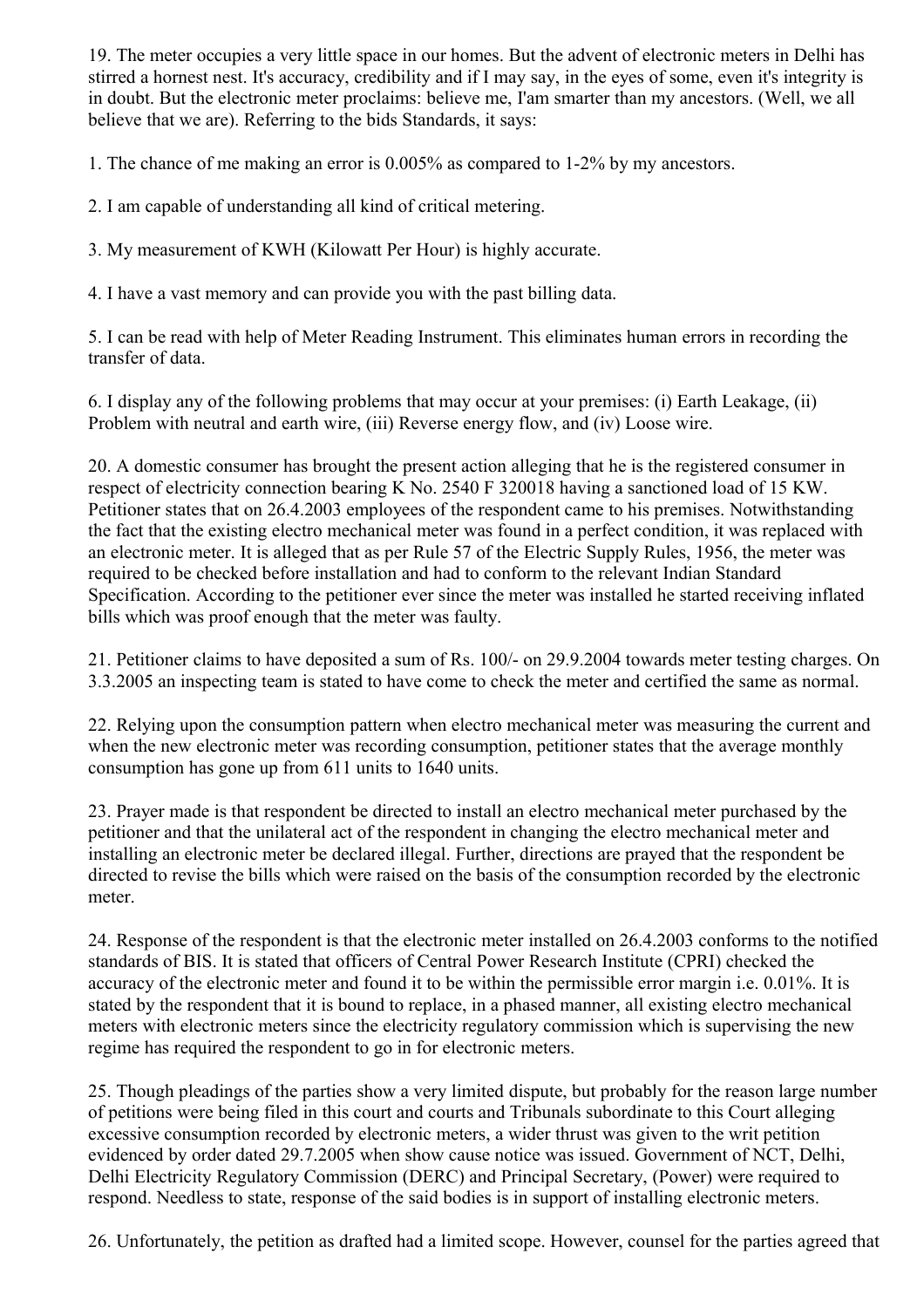19. The meter occupies a very little space in our homes. But the advent of electronic meters in Delhi has stirred a hornest nest. It's accuracy, credibility and if I may say, in the eyes of some, even it's integrity is in doubt. But the electronic meter proclaims: believe me, I'am smarter than my ancestors. (Well, we all believe that we are). Referring to the bids Standards, it says:

1. The chance of me making an error is 0.005% as compared to 1-2% by my ancestors.

2. I am capable of understanding all kind of critical metering.

3. My measurement of KWH (Kilowatt Per Hour) is highly accurate.

4. I have a vast memory and can provide you with the past billing data.

5. I can be read with help of Meter Reading Instrument. This eliminates human errors in recording the transfer of data.

6. I display any of the following problems that may occur at your premises: (i) Earth Leakage, (ii) Problem with neutral and earth wire, (iii) Reverse energy flow, and (iv) Loose wire.

20. A domestic consumer has brought the present action alleging that he is the registered consumer in respect of electricity connection bearing K No. 2540 F 320018 having a sanctioned load of 15 KW. Petitioner states that on 26.4.2003 employees of the respondent came to his premises. Notwithstanding the fact that the existing electro mechanical meter was found in a perfect condition, it was replaced with an electronic meter. It is alleged that as per Rule 57 of the Electric Supply Rules, 1956, the meter was required to be checked before installation and had to conform to the relevant Indian Standard Specification. According to the petitioner ever since the meter was installed he started receiving inflated bills which was proof enough that the meter was faulty.

21. Petitioner claims to have deposited a sum of Rs. 100/- on 29.9.2004 towards meter testing charges. On 3.3.2005 an inspecting team is stated to have come to check the meter and certified the same as normal.

22. Relying upon the consumption pattern when electro mechanical meter was measuring the current and when the new electronic meter was recording consumption, petitioner states that the average monthly consumption has gone up from 611 units to 1640 units.

23. Prayer made is that respondent be directed to install an electro mechanical meter purchased by the petitioner and that the unilateral act of the respondent in changing the electro mechanical meter and installing an electronic meter be declared illegal. Further, directions are prayed that the respondent be directed to revise the bills which were raised on the basis of the consumption recorded by the electronic meter.

24. Response of the respondent is that the electronic meter installed on 26.4.2003 conforms to the notified standards of BIS. It is stated that officers of Central Power Research Institute (CPRI) checked the accuracy of the electronic meter and found it to be within the permissible error margin i.e. 0.01%. It is stated by the respondent that it is bound to replace, in a phased manner, all existing electro mechanical meters with electronic meters since the electricity regulatory commission which is supervising the new regime has required the respondent to go in for electronic meters.

25. Though pleadings of the parties show a very limited dispute, but probably for the reason large number of petitions were being filed in this court and courts and Tribunals subordinate to this Court alleging excessive consumption recorded by electronic meters, a wider thrust was given to the writ petition evidenced by order dated 29.7.2005 when show cause notice was issued. Government of NCT, Delhi, Delhi Electricity Regulatory Commission (DERC) and Principal Secretary, (Power) were required to respond. Needless to state, response of the said bodies is in support of installing electronic meters.

26. Unfortunately, the petition as drafted had a limited scope. However, counsel for the parties agreed that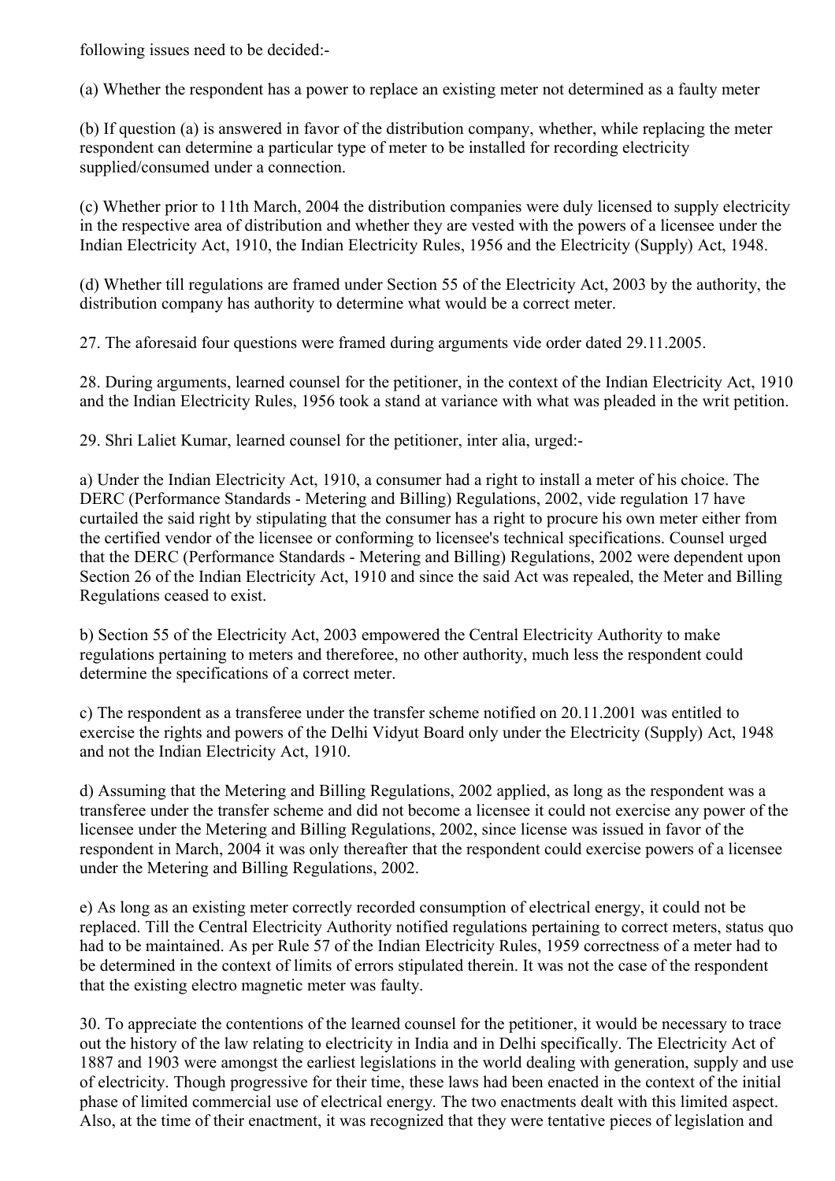following issues need to be decided:-

(a) Whether the respondent has a power to replace an existing meter not determined as a faulty meter

(b) If question (a) is answered in favor of the distribution company, whether, while replacing the meter respondent can determine a particular type of meter to be installed for recording electricity supplied/consumed under a connection.

(c) Whether prior to 11th March, 2004 the distribution companies were duly licensed to supply electricity in the respective area of distribution and whether they are vested with the powers of a licensee under the Indian Electricity Act, 1910, the Indian Electricity Rules, 1956 and the Electricity (Supply) Act, 1948.

(d) Whether till regulations are framed under Section 55 of the Electricity Act, 2003 by the authority, the distribution company has authority to determine what would be a correct meter.

27. The aforesaid four questions were framed during arguments vide order dated 29.11.2005.

28. During arguments, learned counsel for the petitioner, in the context of the Indian Electricity Act, 1910 and the Indian Electricity Rules, 1956 took a stand at variance with what was pleaded in the writ petition.

29. Shri Laliet Kumar, learned counsel for the petitioner, inter alia, urged:-

a) Under the Indian Electricity Act, 1910, a consumer had a right to install a meter of his choice. The DERC (Performance Standards - Metering and Billing) Regulations, 2002, vide regulation 17 have curtailed the said right by stipulating that the consumer has a right to procure his own meter either from the certified vendor of the licensee or conforming to licensee's technical specifications. Counsel urged that the DERC (Performance Standards - Metering and Billing) Regulations, 2002 were dependent upon Section 26 of the Indian Electricity Act, 1910 and since the said Act was repealed, the Meter and Billing Regulations ceased to exist.

b) Section 55 of the Electricity Act, 2003 empowered the Central Electricity Authority to make regulations pertaining to meters and thereforee, no other authority, much less the respondent could determine the specifications of a correct meter.

c) The respondent as a transferee under the transfer scheme notified on 20.11.2001 was entitled to exercise the rights and powers of the Delhi Vidyut Board only under the Electricity (Supply) Act, 1948 and not the Indian Electricity Act, 1910.

d) Assuming that the Metering and Billing Regulations, 2002 applied, as long as the respondent was a transferee under the transfer scheme and did not become a licensee it could not exercise any power of the licensee under the Metering and Billing Regulations, 2002, since license was issued in favor of the respondent in March, 2004 it was only thereafter that the respondent could exercise powers of a licensee under the Metering and Billing Regulations, 2002.

e) As long as an existing meter correctly recorded consumption of electrical energy, it could not be replaced. Till the Central Electricity Authority notified regulations pertaining to correct meters, status quo had to be maintained. As per Rule 57 of the Indian Electricity Rules, 1959 correctness of a meter had to be determined in the context of limits of errors stipulated therein. It was not the case of the respondent that the existing electro magnetic meter was faulty.

30. To appreciate the contentions of the learned counsel for the petitioner, it would be necessary to trace out the history of the law relating to electricity in India and in Delhi specifically. The Electricity Act of 1887 and 1903 were amongst the earliest legislations in the world dealing with generation, supply and use of electricity. Though progressive for their time, these laws had been enacted in the context of the initial phase of limited commercial use of electrical energy. The two enactments dealt with this limited aspect. Also, at the time of their enactment, it was recognized that they were tentative pieces of legislation and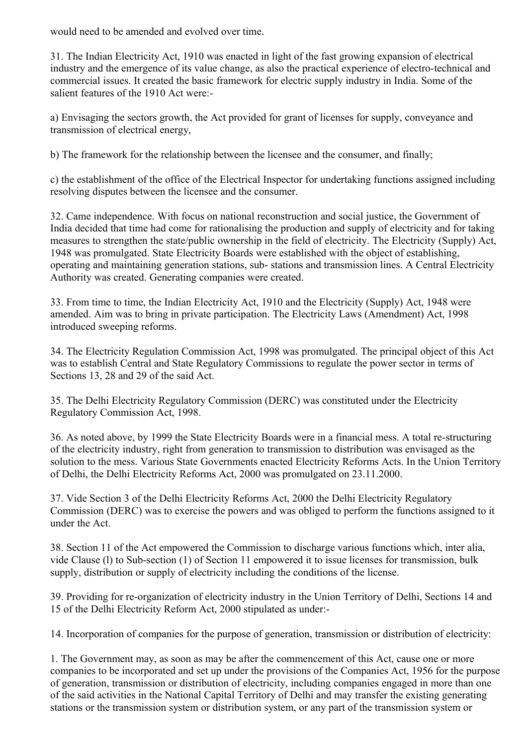would need to be amended and evolved over time.

31. The Indian Electricity Act, 1910 was enacted in light of the fast growing expansion of electrical industry and the emergence of its value change, as also the practical experience of electro-technical and commercial issues. It created the basic framework for electric supply industry in India. Some of the salient features of the 1910 Act were:-

a) Envisaging the sectors growth, the Act provided for grant of licenses for supply, conveyance and transmission of electrical energy,

b) The framework for the relationship between the licensee and the consumer, and finally;

c) the establishment of the office of the Electrical Inspector for undertaking functions assigned including resolving disputes between the licensee and the consumer.

32. Came independence. With focus on national reconstruction and social justice, the Government of India decided that time had come for rationalising the production and supply of electricity and for taking measures to strengthen the state/public ownership in the field of electricity. The Electricity (Supply) Act, 1948 was promulgated. State Electricity Boards were established with the object of establishing, operating and maintaining generation stations, sub- stations and transmission lines. A Central Electricity Authority was created. Generating companies were created.

33. From time to time, the Indian Electricity Act, 1910 and the Electricity (Supply) Act, 1948 were amended. Aim was to bring in private participation. The Electricity Laws (Amendment) Act, 1998 introduced sweeping reforms.

34. The Electricity Regulation Commission Act, 1998 was promulgated. The principal object of this Act was to establish Central and State Regulatory Commissions to regulate the power sector in terms of Sections 13, 28 and 29 of the said Act.

35. The Delhi Electricity Regulatory Commission (DERC) was constituted under the Electricity Regulatory Commission Act, 1998.

36. As noted above, by 1999 the State Electricity Boards were in a financial mess. A total re-structuring of the electricity industry, right from generation to transmission to distribution was envisaged as the solution to the mess. Various State Governments enacted Electricity Reforms Acts. In the Union Territory of Delhi, the Delhi Electricity Reforms Act, 2000 was promulgated on 23.11.2000.

37. Vide Section 3 of the Delhi Electricity Reforms Act, 2000 the Delhi Electricity Regulatory Commission (DERC) was to exercise the powers and was obliged to perform the functions assigned to it under the Act.

38. Section 11 of the Act empowered the Commission to discharge various functions which, inter alia, vide Clause (l) to Sub-section (1) of Section 11 empowered it to issue licenses for transmission, bulk supply, distribution or supply of electricity including the conditions of the license.

39. Providing for re-organization of electricity industry in the Union Territory of Delhi, Sections 14 and 15 of the Delhi Electricity Reform Act, 2000 stipulated as under:-

14. Incorporation of companies for the purpose of generation, transmission or distribution of electricity:

1. The Government may, as soon as may be after the commencement of this Act, cause one or more companies to be incorporated and set up under the provisions of the Companies Act, 1956 for the purpose of generation, transmission or distribution of electricity, including companies engaged in more than one of the said activities in the National Capital Territory of Delhi and may transfer the existing generating stations or the transmission system or distribution system, or any part of the transmission system or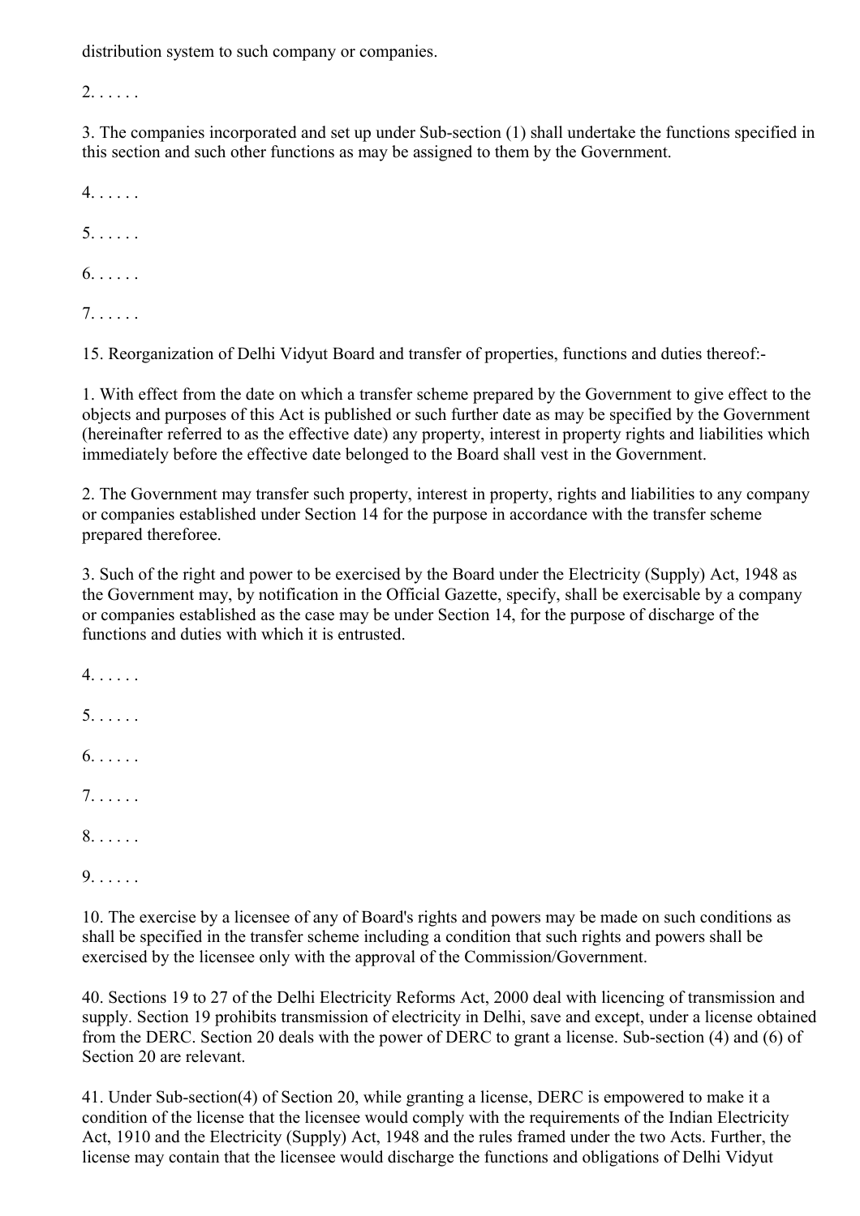distribution system to such company or companies.

2. . . . . .

3. The companies incorporated and set up under Sub-section (1) shall undertake the functions specified in this section and such other functions as may be assigned to them by the Government.

4. . . . . .

5. . . . . .

6. . . . . .

7. . . . . .

15. Reorganization of Delhi Vidyut Board and transfer of properties, functions and duties thereof:-

1. With effect from the date on which a transfer scheme prepared by the Government to give effect to the objects and purposes of this Act is published or such further date as may be specified by the Government (hereinafter referred to as the effective date) any property, interest in property rights and liabilities which immediately before the effective date belonged to the Board shall vest in the Government.

2. The Government may transfer such property, interest in property, rights and liabilities to any company or companies established under Section 14 for the purpose in accordance with the transfer scheme prepared thereforee.

3. Such of the right and power to be exercised by the Board under the Electricity (Supply) Act, 1948 as the Government may, by notification in the Official Gazette, specify, shall be exercisable by a company or companies established as the case may be under Section 14, for the purpose of discharge of the functions and duties with which it is entrusted.

4. . . . . .

5. . . . . .

6. . . . . .

7. . . . . .

8. . . . . .

9. . . . . .

10. The exercise by a licensee of any of Board's rights and powers may be made on such conditions as shall be specified in the transfer scheme including a condition that such rights and powers shall be exercised by the licensee only with the approval of the Commission/Government.

40. Sections 19 to 27 of the Delhi Electricity Reforms Act, 2000 deal with licencing of transmission and supply. Section 19 prohibits transmission of electricity in Delhi, save and except, under a license obtained from the DERC. Section 20 deals with the power of DERC to grant a license. Sub-section (4) and (6) of Section 20 are relevant.

41. Under Sub-section(4) of Section 20, while granting a license, DERC is empowered to make it a condition of the license that the licensee would comply with the requirements of the Indian Electricity Act, 1910 and the Electricity (Supply) Act, 1948 and the rules framed under the two Acts. Further, the license may contain that the licensee would discharge the functions and obligations of Delhi Vidyut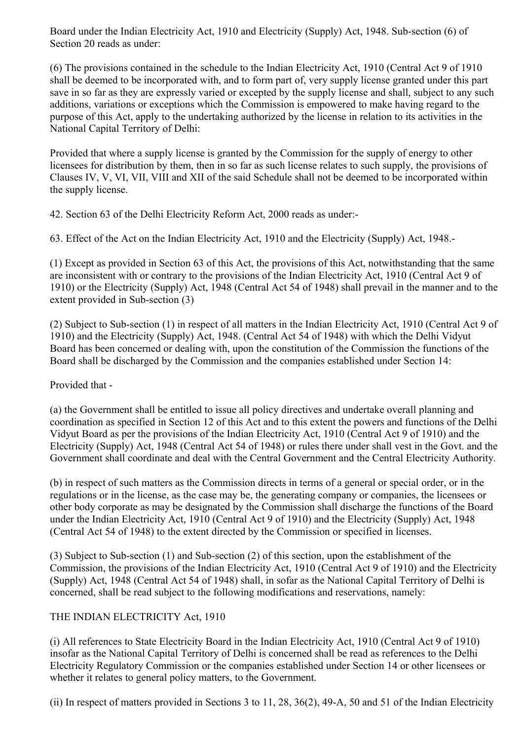Board under the Indian Electricity Act, 1910 and Electricity (Supply) Act, 1948. Sub-section (6) of Section 20 reads as under:

(6) The provisions contained in the schedule to the Indian Electricity Act, 1910 (Central Act 9 of 1910 shall be deemed to be incorporated with, and to form part of, very supply license granted under this part save in so far as they are expressly varied or excepted by the supply license and shall, subject to any such additions, variations or exceptions which the Commission is empowered to make having regard to the purpose of this Act, apply to the undertaking authorized by the license in relation to its activities in the National Capital Territory of Delhi:

Provided that where a supply license is granted by the Commission for the supply of energy to other licensees for distribution by them, then in so far as such license relates to such supply, the provisions of Clauses IV, V, VI, VII, VIII and XII of the said Schedule shall not be deemed to be incorporated within the supply license.

42. Section 63 of the Delhi Electricity Reform Act, 2000 reads as under:-

63. Effect of the Act on the Indian Electricity Act, 1910 and the Electricity (Supply) Act, 1948.-

(1) Except as provided in Section 63 of this Act, the provisions of this Act, notwithstanding that the same are inconsistent with or contrary to the provisions of the Indian Electricity Act, 1910 (Central Act 9 of 1910) or the Electricity (Supply) Act, 1948 (Central Act 54 of 1948) shall prevail in the manner and to the extent provided in Sub-section (3)

(2) Subject to Sub-section (1) in respect of all matters in the Indian Electricity Act, 1910 (Central Act 9 of 1910) and the Electricity (Supply) Act, 1948. (Central Act 54 of 1948) with which the Delhi Vidyut Board has been concerned or dealing with, upon the constitution of the Commission the functions of the Board shall be discharged by the Commission and the companies established under Section 14:

Provided that -

(a) the Government shall be entitled to issue all policy directives and undertake overall planning and coordination as specified in Section 12 of this Act and to this extent the powers and functions of the Delhi Vidyut Board as per the provisions of the Indian Electricity Act, 1910 (Central Act 9 of 1910) and the Electricity (Supply) Act, 1948 (Central Act 54 of 1948) or rules there under shall vest in the Govt. and the Government shall coordinate and deal with the Central Government and the Central Electricity Authority.

(b) in respect of such matters as the Commission directs in terms of a general or special order, or in the regulations or in the license, as the case may be, the generating company or companies, the licensees or other body corporate as may be designated by the Commission shall discharge the functions of the Board under the Indian Electricity Act, 1910 (Central Act 9 of 1910) and the Electricity (Supply) Act, 1948 (Central Act 54 of 1948) to the extent directed by the Commission or specified in licenses.

(3) Subject to Sub-section (1) and Sub-section (2) of this section, upon the establishment of the Commission, the provisions of the Indian Electricity Act, 1910 (Central Act 9 of 1910) and the Electricity (Supply) Act, 1948 (Central Act 54 of 1948) shall, in sofar as the National Capital Territory of Delhi is concerned, shall be read subject to the following modifications and reservations, namely:

THE INDIAN ELECTRICITY Act, 1910

(i) All references to State Electricity Board in the Indian Electricity Act, 1910 (Central Act 9 of 1910) insofar as the National Capital Territory of Delhi is concerned shall be read as references to the Delhi Electricity Regulatory Commission or the companies established under Section 14 or other licensees or whether it relates to general policy matters, to the Government.

(ii) In respect of matters provided in Sections 3 to 11, 28, 36(2), 49-A, 50 and 51 of the Indian Electricity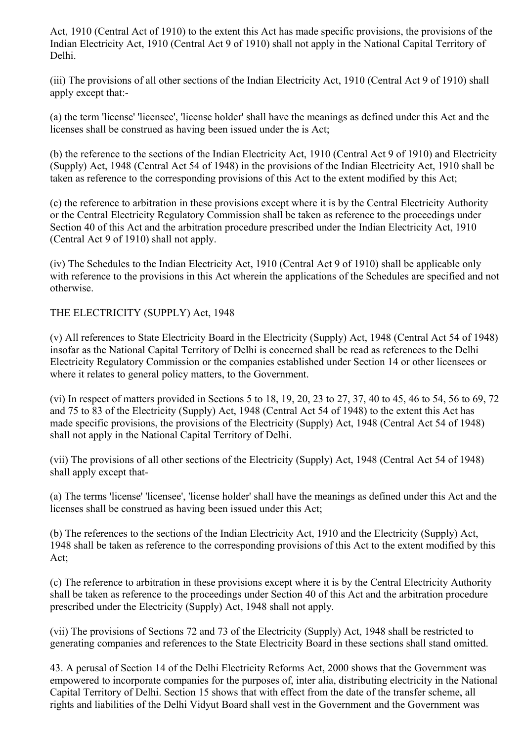Act, 1910 (Central Act of 1910) to the extent this Act has made specific provisions, the provisions of the Indian Electricity Act, 1910 (Central Act 9 of 1910) shall not apply in the National Capital Territory of Delhi.

(iii) The provisions of all other sections of the Indian Electricity Act, 1910 (Central Act 9 of 1910) shall apply except that:-

(a) the term 'license' 'licensee', 'license holder' shall have the meanings as defined under this Act and the licenses shall be construed as having been issued under the is Act;

(b) the reference to the sections of the Indian Electricity Act, 1910 (Central Act 9 of 1910) and Electricity (Supply) Act, 1948 (Central Act 54 of 1948) in the provisions of the Indian Electricity Act, 1910 shall be taken as reference to the corresponding provisions of this Act to the extent modified by this Act;

(c) the reference to arbitration in these provisions except where it is by the Central Electricity Authority or the Central Electricity Regulatory Commission shall be taken as reference to the proceedings under Section 40 of this Act and the arbitration procedure prescribed under the Indian Electricity Act, 1910 (Central Act 9 of 1910) shall not apply.

(iv) The Schedules to the Indian Electricity Act, 1910 (Central Act 9 of 1910) shall be applicable only with reference to the provisions in this Act wherein the applications of the Schedules are specified and not otherwise.

THE ELECTRICITY (SUPPLY) Act, 1948

(v) All references to State Electricity Board in the Electricity (Supply) Act, 1948 (Central Act 54 of 1948) insofar as the National Capital Territory of Delhi is concerned shall be read as references to the Delhi Electricity Regulatory Commission or the companies established under Section 14 or other licensees or where it relates to general policy matters, to the Government.

(vi) In respect of matters provided in Sections 5 to 18, 19, 20, 23 to 27, 37, 40 to 45, 46 to 54, 56 to 69, 72 and 75 to 83 of the Electricity (Supply) Act, 1948 (Central Act 54 of 1948) to the extent this Act has made specific provisions, the provisions of the Electricity (Supply) Act, 1948 (Central Act 54 of 1948) shall not apply in the National Capital Territory of Delhi.

(vii) The provisions of all other sections of the Electricity (Supply) Act, 1948 (Central Act 54 of 1948) shall apply except that-

(a) The terms 'license' 'licensee', 'license holder' shall have the meanings as defined under this Act and the licenses shall be construed as having been issued under this Act;

(b) The references to the sections of the Indian Electricity Act, 1910 and the Electricity (Supply) Act, 1948 shall be taken as reference to the corresponding provisions of this Act to the extent modified by this Act;

(c) The reference to arbitration in these provisions except where it is by the Central Electricity Authority shall be taken as reference to the proceedings under Section 40 of this Act and the arbitration procedure prescribed under the Electricity (Supply) Act, 1948 shall not apply.

(vii) The provisions of Sections 72 and 73 of the Electricity (Supply) Act, 1948 shall be restricted to generating companies and references to the State Electricity Board in these sections shall stand omitted.

43. A perusal of Section 14 of the Delhi Electricity Reforms Act, 2000 shows that the Government was empowered to incorporate companies for the purposes of, inter alia, distributing electricity in the National Capital Territory of Delhi. Section 15 shows that with effect from the date of the transfer scheme, all rights and liabilities of the Delhi Vidyut Board shall vest in the Government and the Government was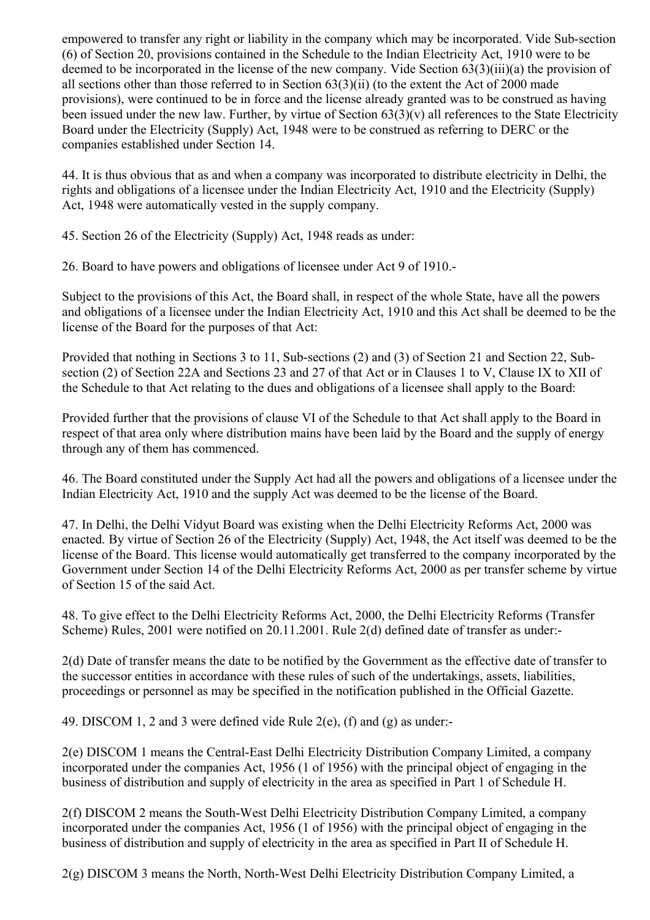empowered to transfer any right or liability in the company which may be incorporated. Vide Sub-section (6) of Section 20, provisions contained in the Schedule to the Indian Electricity Act, 1910 were to be deemed to be incorporated in the license of the new company. Vide Section 63(3)(iii)(a) the provision of all sections other than those referred to in Section 63(3)(ii) (to the extent the Act of 2000 made provisions), were continued to be in force and the license already granted was to be construed as having been issued under the new law. Further, by virtue of Section 63(3)(v) all references to the State Electricity Board under the Electricity (Supply) Act, 1948 were to be construed as referring to DERC or the companies established under Section 14.

44. It is thus obvious that as and when a company was incorporated to distribute electricity in Delhi, the rights and obligations of a licensee under the Indian Electricity Act, 1910 and the Electricity (Supply) Act, 1948 were automatically vested in the supply company.

45. Section 26 of the Electricity (Supply) Act, 1948 reads as under:

26. Board to have powers and obligations of licensee under Act 9 of 1910.-

Subject to the provisions of this Act, the Board shall, in respect of the whole State, have all the powers and obligations of a licensee under the Indian Electricity Act, 1910 and this Act shall be deemed to be the license of the Board for the purposes of that Act:

Provided that nothing in Sections 3 to 11, Sub-sections (2) and (3) of Section 21 and Section 22, Sub-section (2) of Section 22A and Sections 23 and 27 of that Act or in Clauses 1 to V, Clause IX to XII of the Schedule to that Act relating to the dues and obligations of a licensee shall apply to the Board:

Provided further that the provisions of clause VI of the Schedule to that Act shall apply to the Board in respect of that area only where distribution mains have been laid by the Board and the supply of energy through any of them has commenced.

46. The Board constituted under the Supply Act had all the powers and obligations of a licensee under the Indian Electricity Act, 1910 and the supply Act was deemed to be the license of the Board.

47. In Delhi, the Delhi Vidyut Board was existing when the Delhi Electricity Reforms Act, 2000 was enacted. By virtue of Section 26 of the Electricity (Supply) Act, 1948, the Act itself was deemed to be the license of the Board. This license would automatically get transferred to the company incorporated by the Government under Section 14 of the Delhi Electricity Reforms Act, 2000 as per transfer scheme by virtue of Section 15 of the said Act.

48. To give effect to the Delhi Electricity Reforms Act, 2000, the Delhi Electricity Reforms (Transfer Scheme) Rules, 2001 were notified on 20.11.2001. Rule 2(d) defined date of transfer as under:-

2(d) Date of transfer means the date to be notified by the Government as the effective date of transfer to the successor entities in accordance with these rules of such of the undertakings, assets, liabilities, proceedings or personnel as may be specified in the notification published in the Official Gazette.

49. DISCOM 1, 2 and 3 were defined vide Rule 2(e), (f) and (g) as under:-

2(e) DISCOM 1 means the Central-East Delhi Electricity Distribution Company Limited, a company incorporated under the companies Act, 1956 (1 of 1956) with the principal object of engaging in the business of distribution and supply of electricity in the area as specified in Part 1 of Schedule H.

2(f) DISCOM 2 means the South-West Delhi Electricity Distribution Company Limited, a company incorporated under the companies Act, 1956 (1 of 1956) with the principal object of engaging in the business of distribution and supply of electricity in the area as specified in Part II of Schedule H.

2(g) DISCOM 3 means the North, North-West Delhi Electricity Distribution Company Limited, a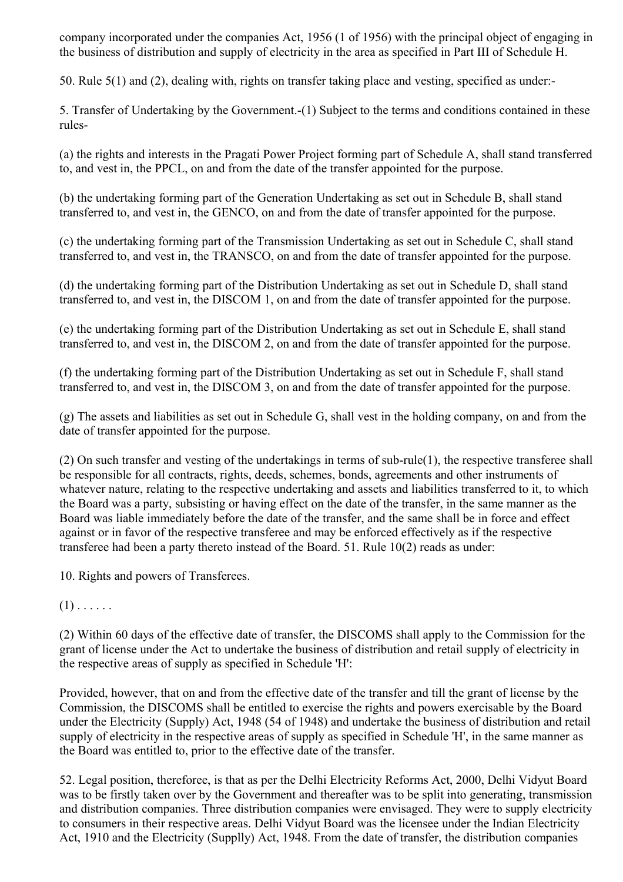company incorporated under the companies Act, 1956 (1 of 1956) with the principal object of engaging in the business of distribution and supply of electricity in the area as specified in Part III of Schedule H.

50. Rule 5(1) and (2), dealing with, rights on transfer taking place and vesting, specified as under:-

5. Transfer of Undertaking by the Government.-(1) Subject to the terms and conditions contained in these rules-

(a) the rights and interests in the Pragati Power Project forming part of Schedule A, shall stand transferred to, and vest in, the PPCL, on and from the date of the transfer appointed for the purpose.

(b) the undertaking forming part of the Generation Undertaking as set out in Schedule B, shall stand transferred to, and vest in, the GENCO, on and from the date of transfer appointed for the purpose.

(c) the undertaking forming part of the Transmission Undertaking as set out in Schedule C, shall stand transferred to, and vest in, the TRANSCO, on and from the date of transfer appointed for the purpose.

(d) the undertaking forming part of the Distribution Undertaking as set out in Schedule D, shall stand transferred to, and vest in, the DISCOM 1, on and from the date of transfer appointed for the purpose.

(e) the undertaking forming part of the Distribution Undertaking as set out in Schedule E, shall stand transferred to, and vest in, the DISCOM 2, on and from the date of transfer appointed for the purpose.

(f) the undertaking forming part of the Distribution Undertaking as set out in Schedule F, shall stand transferred to, and vest in, the DISCOM 3, on and from the date of transfer appointed for the purpose.

(g) The assets and liabilities as set out in Schedule G, shall vest in the holding company, on and from the date of transfer appointed for the purpose.

(2) On such transfer and vesting of the undertakings in terms of sub-rule(1), the respective transferee shall be responsible for all contracts, rights, deeds, schemes, bonds, agreements and other instruments of whatever nature, relating to the respective undertaking and assets and liabilities transferred to it, to which the Board was a party, subsisting or having effect on the date of the transfer, in the same manner as the Board was liable immediately before the date of the transfer, and the same shall be in force and effect against or in favor of the respective transferee and may be enforced effectively as if the respective transferee had been a party thereto instead of the Board. 51. Rule 10(2) reads as under:

10. Rights and powers of Transferees.

(1) . . . . . .

(2) Within 60 days of the effective date of transfer, the DISCOMS shall apply to the Commission for the grant of license under the Act to undertake the business of distribution and retail supply of electricity in the respective areas of supply as specified in Schedule 'H':

Provided, however, that on and from the effective date of the transfer and till the grant of license by the Commission, the DISCOMS shall be entitled to exercise the rights and powers exercisable by the Board under the Electricity (Supply) Act, 1948 (54 of 1948) and undertake the business of distribution and retail supply of electricity in the respective areas of supply as specified in Schedule 'H', in the same manner as the Board was entitled to, prior to the effective date of the transfer.

52. Legal position, thereforee, is that as per the Delhi Electricity Reforms Act, 2000, Delhi Vidyut Board was to be firstly taken over by the Government and thereafter was to be split into generating, transmission and distribution companies. Three distribution companies were envisaged. They were to supply electricity to consumers in their respective areas. Delhi Vidyut Board was the licensee under the Indian Electricity Act, 1910 and the Electricity (Supplly) Act, 1948. From the date of transfer, the distribution companies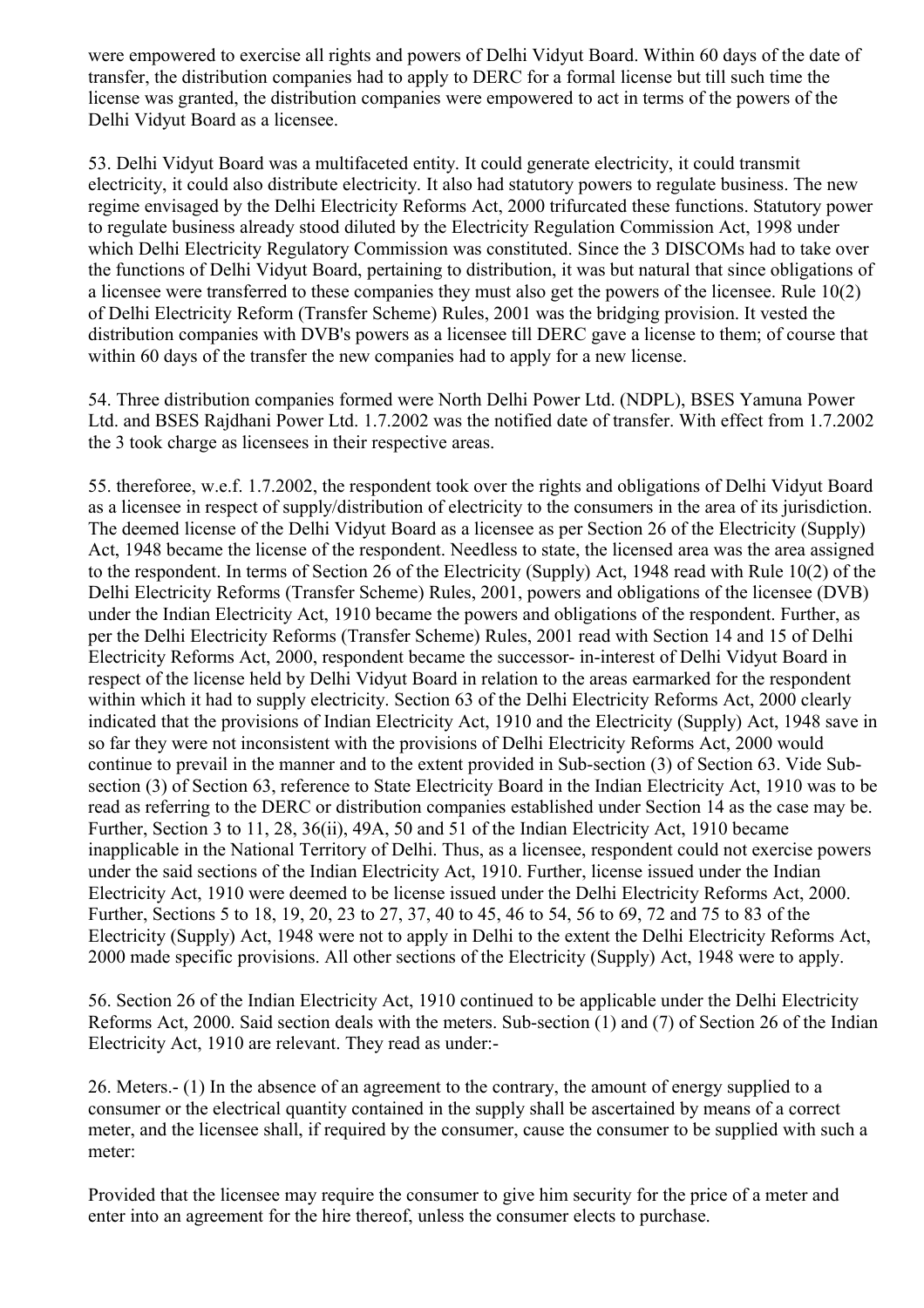were empowered to exercise all rights and powers of Delhi Vidyut Board. Within 60 days of the date of transfer, the distribution companies had to apply to DERC for a formal license but till such time the license was granted, the distribution companies were empowered to act in terms of the powers of the Delhi Vidyut Board as a licensee.

53. Delhi Vidyut Board was a multifaceted entity. It could generate electricity, it could transmit electricity, it could also distribute electricity. It also had statutory powers to regulate business. The new regime envisaged by the Delhi Electricity Reforms Act, 2000 trifurcated these functions. Statutory power to regulate business already stood diluted by the Electricity Regulation Commission Act, 1998 under which Delhi Electricity Regulatory Commission was constituted. Since the 3 DISCOMs had to take over the functions of Delhi Vidyut Board, pertaining to distribution, it was but natural that since obligations of a licensee were transferred to these companies they must also get the powers of the licensee. Rule 10(2) of Delhi Electricity Reform (Transfer Scheme) Rules, 2001 was the bridging provision. It vested the distribution companies with DVB's powers as a licensee till DERC gave a license to them; of course that within 60 days of the transfer the new companies had to apply for a new license.

54. Three distribution companies formed were North Delhi Power Ltd. (NDPL), BSES Yamuna Power Ltd. and BSES Rajdhani Power Ltd. 1.7.2002 was the notified date of transfer. With effect from 1.7.2002 the 3 took charge as licensees in their respective areas.

55. thereforee, w.e.f. 1.7.2002, the respondent took over the rights and obligations of Delhi Vidyut Board as a licensee in respect of supply/distribution of electricity to the consumers in the area of its jurisdiction. The deemed license of the Delhi Vidyut Board as a licensee as per Section 26 of the Electricity (Supply) Act, 1948 became the license of the respondent. Needless to state, the licensed area was the area assigned to the respondent. In terms of Section 26 of the Electricity (Supply) Act, 1948 read with Rule 10(2) of the Delhi Electricity Reforms (Transfer Scheme) Rules, 2001, powers and obligations of the licensee (DVB) under the Indian Electricity Act, 1910 became the powers and obligations of the respondent. Further, as per the Delhi Electricity Reforms (Transfer Scheme) Rules, 2001 read with Section 14 and 15 of Delhi Electricity Reforms Act, 2000, respondent became the successor- in-interest of Delhi Vidyut Board in respect of the license held by Delhi Vidyut Board in relation to the areas earmarked for the respondent within which it had to supply electricity. Section 63 of the Delhi Electricity Reforms Act, 2000 clearly indicated that the provisions of Indian Electricity Act, 1910 and the Electricity (Supply) Act, 1948 save in so far they were not inconsistent with the provisions of Delhi Electricity Reforms Act, 2000 would continue to prevail in the manner and to the extent provided in Sub-section (3) of Section 63. Vide Sub-section (3) of Section 63, reference to State Electricity Board in the Indian Electricity Act, 1910 was to be read as referring to the DERC or distribution companies established under Section 14 as the case may be. Further, Section 3 to 11, 28, 36(ii), 49A, 50 and 51 of the Indian Electricity Act, 1910 became inapplicable in the National Territory of Delhi. Thus, as a licensee, respondent could not exercise powers under the said sections of the Indian Electricity Act, 1910. Further, license issued under the Indian Electricity Act, 1910 were deemed to be license issued under the Delhi Electricity Reforms Act, 2000. Further, Sections 5 to 18, 19, 20, 23 to 27, 37, 40 to 45, 46 to 54, 56 to 69, 72 and 75 to 83 of the Electricity (Supply) Act, 1948 were not to apply in Delhi to the extent the Delhi Electricity Reforms Act, 2000 made specific provisions. All other sections of the Electricity (Supply) Act, 1948 were to apply.

56. Section 26 of the Indian Electricity Act, 1910 continued to be applicable under the Delhi Electricity Reforms Act, 2000. Said section deals with the meters. Sub-section (1) and (7) of Section 26 of the Indian Electricity Act, 1910 are relevant. They read as under:-

26. Meters.- (1) In the absence of an agreement to the contrary, the amount of energy supplied to a consumer or the electrical quantity contained in the supply shall be ascertained by means of a correct meter, and the licensee shall, if required by the consumer, cause the consumer to be supplied with such a meter:

Provided that the licensee may require the consumer to give him security for the price of a meter and enter into an agreement for the hire thereof, unless the consumer elects to purchase.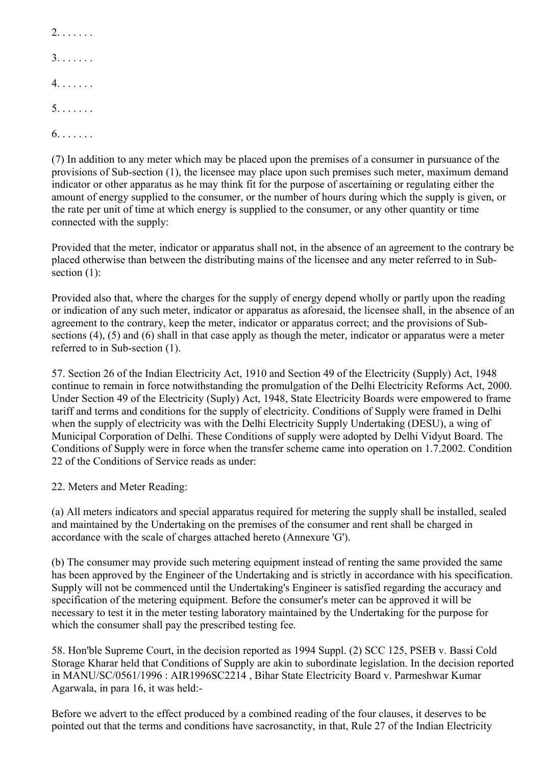2. . . . . . .

3. . . . . . .

4. . . . . . .

5. . . . . . .

6. . . . . . .

(7) In addition to any meter which may be placed upon the premises of a consumer in pursuance of the provisions of Sub-section (1), the licensee may place upon such premises such meter, maximum demand indicator or other apparatus as he may think fit for the purpose of ascertaining or regulating either the amount of energy supplied to the consumer, or the number of hours during which the supply is given, or the rate per unit of time at which energy is supplied to the consumer, or any other quantity or time connected with the supply:

Provided that the meter, indicator or apparatus shall not, in the absence of an agreement to the contrary be placed otherwise than between the distributing mains of the licensee and any meter referred to in Sub-section (1):

Provided also that, where the charges for the supply of energy depend wholly or partly upon the reading or indication of any such meter, indicator or apparatus as aforesaid, the licensee shall, in the absence of an agreement to the contrary, keep the meter, indicator or apparatus correct; and the provisions of Sub-sections (4), (5) and (6) shall in that case apply as though the meter, indicator or apparatus were a meter referred to in Sub-section (1).

57. Section 26 of the Indian Electricity Act, 1910 and Section 49 of the Electricity (Supply) Act, 1948 continue to remain in force notwithstanding the promulgation of the Delhi Electricity Reforms Act, 2000. Under Section 49 of the Electricity (Suply) Act, 1948, State Electricity Boards were empowered to frame tariff and terms and conditions for the supply of electricity. Conditions of Supply were framed in Delhi when the supply of electricity was with the Delhi Electricity Supply Undertaking (DESU), a wing of Municipal Corporation of Delhi. These Conditions of supply were adopted by Delhi Vidyut Board. The Conditions of Supply were in force when the transfer scheme came into operation on 1.7.2002. Condition 22 of the Conditions of Service reads as under:

22. Meters and Meter Reading:

(a) All meters indicators and special apparatus required for metering the supply shall be installed, sealed and maintained by the Undertaking on the premises of the consumer and rent shall be charged in accordance with the scale of charges attached hereto (Annexure 'G').

(b) The consumer may provide such metering equipment instead of renting the same provided the same has been approved by the Engineer of the Undertaking and is strictly in accordance with his specification. Supply will not be commenced until the Undertaking's Engineer is satisfied regarding the accuracy and specification of the metering equipment. Before the consumer's meter can be approved it will be necessary to test it in the meter testing laboratory maintained by the Undertaking for the purpose for which the consumer shall pay the prescribed testing fee.

58. Hon'ble Supreme Court, in the decision reported as 1994 Suppl. (2) SCC 125, PSEB v. Bassi Cold Storage Kharar held that Conditions of Supply are akin to subordinate legislation. In the decision reported in MANU/SC/0561/1996 : AIR1996SC2214 , Bihar State Electricity Board v. Parmeshwar Kumar Agarwala, in para 16, it was held:-

Before we advert to the effect produced by a combined reading of the four clauses, it deserves to be pointed out that the terms and conditions have sacrosanctity, in that, Rule 27 of the Indian Electricity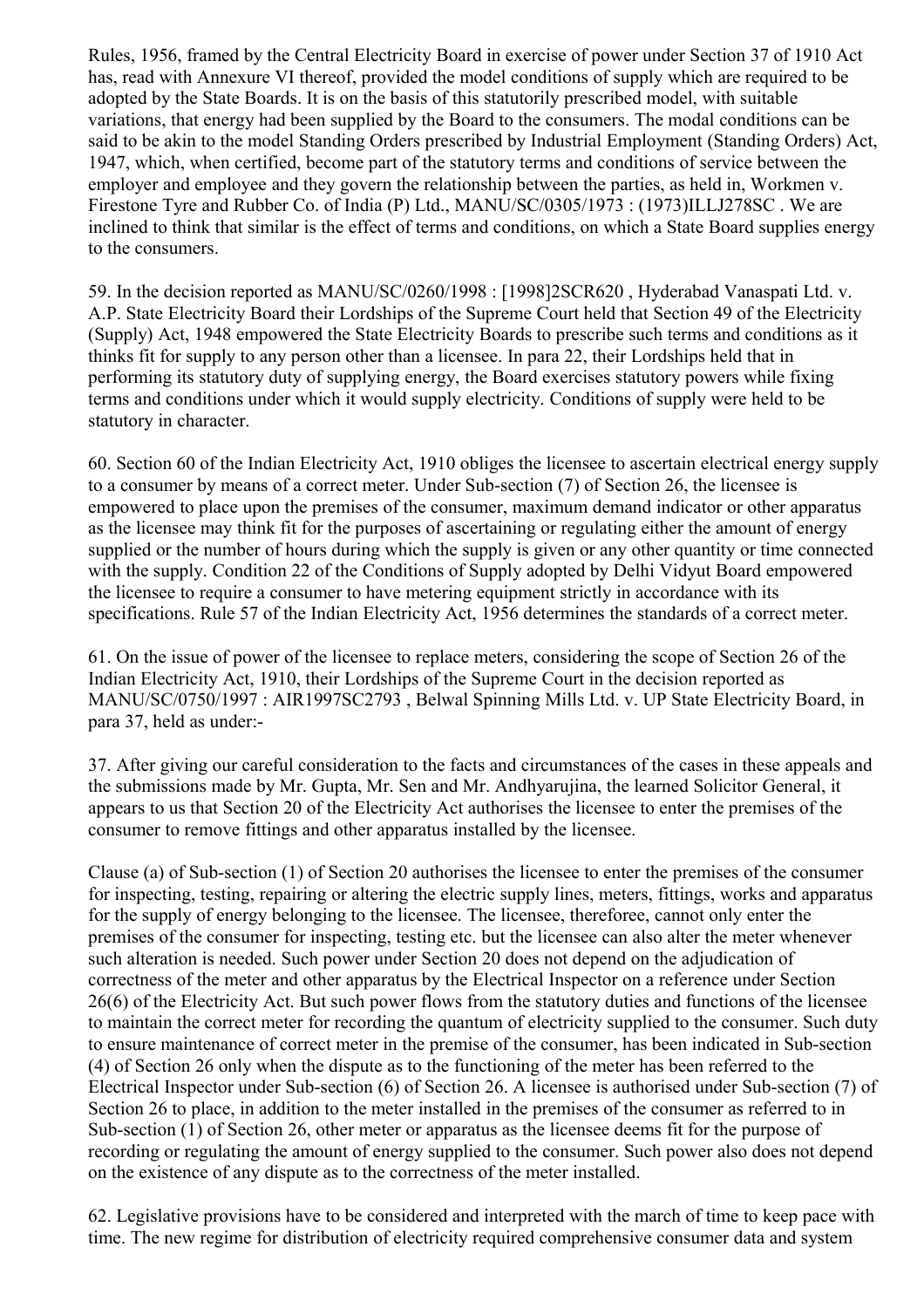Rules, 1956, framed by the Central Electricity Board in exercise of power under Section 37 of 1910 Act has, read with Annexure VI thereof, provided the model conditions of supply which are required to be adopted by the State Boards. It is on the basis of this statutorily prescribed model, with suitable variations, that energy had been supplied by the Board to the consumers. The modal conditions can be said to be akin to the model Standing Orders prescribed by Industrial Employment (Standing Orders) Act, 1947, which, when certified, become part of the statutory terms and conditions of service between the employer and employee and they govern the relationship between the parties, as held in, Workmen v. Firestone Tyre and Rubber Co. of India (P) Ltd., MANU/SC/0305/1973 : (1973)ILLJ278SC . We are inclined to think that similar is the effect of terms and conditions, on which a State Board supplies energy to the consumers.

59. In the decision reported as MANU/SC/0260/1998 : [1998]2SCR620 , Hyderabad Vanaspati Ltd. v. A.P. State Electricity Board their Lordships of the Supreme Court held that Section 49 of the Electricity (Supply) Act, 1948 empowered the State Electricity Boards to prescribe such terms and conditions as it thinks fit for supply to any person other than a licensee. In para 22, their Lordships held that in performing its statutory duty of supplying energy, the Board exercises statutory powers while fixing terms and conditions under which it would supply electricity. Conditions of supply were held to be statutory in character.

60. Section 60 of the Indian Electricity Act, 1910 obliges the licensee to ascertain electrical energy supply to a consumer by means of a correct meter. Under Sub-section (7) of Section 26, the licensee is empowered to place upon the premises of the consumer, maximum demand indicator or other apparatus as the licensee may think fit for the purposes of ascertaining or regulating either the amount of energy supplied or the number of hours during which the supply is given or any other quantity or time connected with the supply. Condition 22 of the Conditions of Supply adopted by Delhi Vidyut Board empowered the licensee to require a consumer to have metering equipment strictly in accordance with its specifications. Rule 57 of the Indian Electricity Act, 1956 determines the standards of a correct meter.

61. On the issue of power of the licensee to replace meters, considering the scope of Section 26 of the Indian Electricity Act, 1910, their Lordships of the Supreme Court in the decision reported as MANU/SC/0750/1997 : AIR1997SC2793 , Belwal Spinning Mills Ltd. v. UP State Electricity Board, in para 37, held as under:-

37. After giving our careful consideration to the facts and circumstances of the cases in these appeals and the submissions made by Mr. Gupta, Mr. Sen and Mr. Andhyarujina, the learned Solicitor General, it appears to us that Section 20 of the Electricity Act authorises the licensee to enter the premises of the consumer to remove fittings and other apparatus installed by the licensee.

Clause (a) of Sub-section (1) of Section 20 authorises the licensee to enter the premises of the consumer for inspecting, testing, repairing or altering the electric supply lines, meters, fittings, works and apparatus for the supply of energy belonging to the licensee. The licensee, thereforee, cannot only enter the premises of the consumer for inspecting, testing etc. but the licensee can also alter the meter whenever such alteration is needed. Such power under Section 20 does not depend on the adjudication of correctness of the meter and other apparatus by the Electrical Inspector on a reference under Section 26(6) of the Electricity Act. But such power flows from the statutory duties and functions of the licensee to maintain the correct meter for recording the quantum of electricity supplied to the consumer. Such duty to ensure maintenance of correct meter in the premise of the consumer, has been indicated in Sub-section (4) of Section 26 only when the dispute as to the functioning of the meter has been referred to the Electrical Inspector under Sub-section (6) of Section 26. A licensee is authorised under Sub-section (7) of Section 26 to place, in addition to the meter installed in the premises of the consumer as referred to in Sub-section (1) of Section 26, other meter or apparatus as the licensee deems fit for the purpose of recording or regulating the amount of energy supplied to the consumer. Such power also does not depend on the existence of any dispute as to the correctness of the meter installed.

62. Legislative provisions have to be considered and interpreted with the march of time to keep pace with time. The new regime for distribution of electricity required comprehensive consumer data and system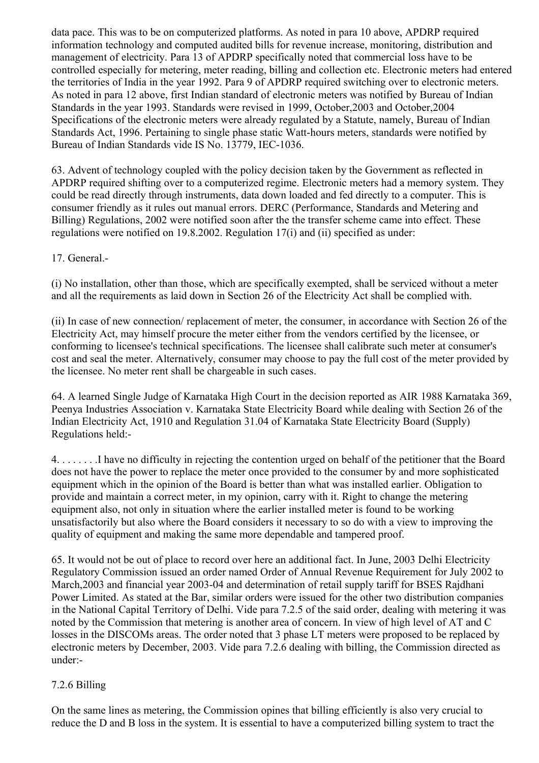data pace. This was to be on computerized platforms. As noted in para 10 above, APDRP required information technology and computed audited bills for revenue increase, monitoring, distribution and management of electricity. Para 13 of APDRP specifically noted that commercial loss have to be controlled especially for metering, meter reading, billing and collection etc. Electronic meters had entered the territories of India in the year 1992. Para 9 of APDRP required switching over to electronic meters. As noted in para 12 above, first Indian standard of electronic meters was notified by Bureau of Indian Standards in the year 1993. Standards were revised in 1999, October,2003 and October,2004 Specifications of the electronic meters were already regulated by a Statute, namely, Bureau of Indian Standards Act, 1996. Pertaining to single phase static Watt-hours meters, standards were notified by Bureau of Indian Standards vide IS No. 13779, IEC-1036.

63. Advent of technology coupled with the policy decision taken by the Government as reflected in APDRP required shifting over to a computerized regime. Electronic meters had a memory system. They could be read directly through instruments, data down loaded and fed directly to a computer. This is consumer friendly as it rules out manual errors. DERC (Performance, Standards and Metering and Billing) Regulations, 2002 were notified soon after the the transfer scheme came into effect. These regulations were notified on 19.8.2002. Regulation 17(i) and (ii) specified as under:

17. General.-

(i) No installation, other than those, which are specifically exempted, shall be serviced without a meter and all the requirements as laid down in Section 26 of the Electricity Act shall be complied with.

(ii) In case of new connection/ replacement of meter, the consumer, in accordance with Section 26 of the Electricity Act, may himself procure the meter either from the vendors certified by the licensee, or conforming to licensee's technical specifications. The licensee shall calibrate such meter at consumer's cost and seal the meter. Alternatively, consumer may choose to pay the full cost of the meter provided by the licensee. No meter rent shall be chargeable in such cases.

64. A learned Single Judge of Karnataka High Court in the decision reported as AIR 1988 Karnataka 369, Peenya Industries Association v. Karnataka State Electricity Board while dealing with Section 26 of the Indian Electricity Act, 1910 and Regulation 31.04 of Karnataka State Electricity Board (Supply) Regulations held:-

4. . . . . . . .I have no difficulty in rejecting the contention urged on behalf of the petitioner that the Board does not have the power to replace the meter once provided to the consumer by and more sophisticated equipment which in the opinion of the Board is better than what was installed earlier. Obligation to provide and maintain a correct meter, in my opinion, carry with it. Right to change the metering equipment also, not only in situation where the earlier installed meter is found to be working unsatisfactorily but also where the Board considers it necessary to so do with a view to improving the quality of equipment and making the same more dependable and tampered proof.

65. It would not be out of place to record over here an additional fact. In June, 2003 Delhi Electricity Regulatory Commission issued an order named Order of Annual Revenue Requirement for July 2002 to March,2003 and financial year 2003-04 and determination of retail supply tariff for BSES Rajdhani Power Limited. As stated at the Bar, similar orders were issued for the other two distribution companies in the National Capital Territory of Delhi. Vide para 7.2.5 of the said order, dealing with metering it was noted by the Commission that metering is another area of concern. In view of high level of AT and C losses in the DISCOMs areas. The order noted that 3 phase LT meters were proposed to be replaced by electronic meters by December, 2003. Vide para 7.2.6 dealing with billing, the Commission directed as under:-

7.2.6 Billing

On the same lines as metering, the Commission opines that billing efficiently is also very crucial to reduce the D and B loss in the system. It is essential to have a computerized billing system to tract the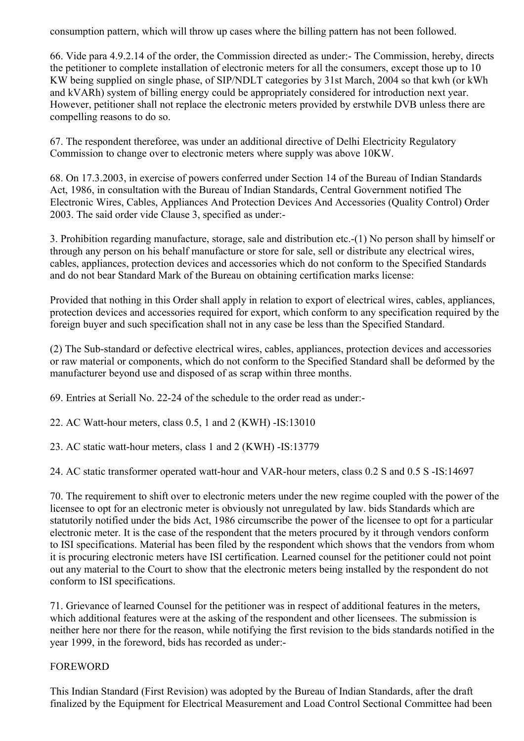consumption pattern, which will throw up cases where the billing pattern has not been followed.

66. Vide para 4.9.2.14 of the order, the Commission directed as under:- The Commission, hereby, directs the petitioner to complete installation of electronic meters for all the consumers, except those up to 10 KW being supplied on single phase, of SIP/NDLT categories by 31st March, 2004 so that kwh (or kWh and kVARh) system of billing energy could be appropriately considered for introduction next year. However, petitioner shall not replace the electronic meters provided by erstwhile DVB unless there are compelling reasons to do so.

67. The respondent thereforee, was under an additional directive of Delhi Electricity Regulatory Commission to change over to electronic meters where supply was above 10KW.

68. On 17.3.2003, in exercise of powers conferred under Section 14 of the Bureau of Indian Standards Act, 1986, in consultation with the Bureau of Indian Standards, Central Government notified The Electronic Wires, Cables, Appliances And Protection Devices And Accessories (Quality Control) Order 2003. The said order vide Clause 3, specified as under:-

3. Prohibition regarding manufacture, storage, sale and distribution etc.-(1) No person shall by himself or through any person on his behalf manufacture or store for sale, sell or distribute any electrical wires, cables, appliances, protection devices and accessories which do not conform to the Specified Standards and do not bear Standard Mark of the Bureau on obtaining certification marks license:

Provided that nothing in this Order shall apply in relation to export of electrical wires, cables, appliances, protection devices and accessories required for export, which conform to any specification required by the foreign buyer and such specification shall not in any case be less than the Specified Standard.

(2) The Sub-standard or defective electrical wires, cables, appliances, protection devices and accessories or raw material or components, which do not conform to the Specified Standard shall be deformed by the manufacturer beyond use and disposed of as scrap within three months.

69. Entries at Seriall No. 22-24 of the schedule to the order read as under:-

22. AC Watt-hour meters, class 0.5, 1 and 2 (KWH) -IS:13010

23. AC static watt-hour meters, class 1 and 2 (KWH) -IS:13779

24. AC static transformer operated watt-hour and VAR-hour meters, class 0.2 S and 0.5 S -IS:14697

70. The requirement to shift over to electronic meters under the new regime coupled with the power of the licensee to opt for an electronic meter is obviously not unregulated by law. bids Standards which are statutorily notified under the bids Act, 1986 circumscribe the power of the licensee to opt for a particular electronic meter. It is the case of the respondent that the meters procured by it through vendors conform to ISI specifications. Material has been filed by the respondent which shows that the vendors from whom it is procuring electronic meters have ISI certification. Learned counsel for the petitioner could not point out any material to the Court to show that the electronic meters being installed by the respondent do not conform to ISI specifications.

71. Grievance of learned Counsel for the petitioner was in respect of additional features in the meters, which additional features were at the asking of the respondent and other licensees. The submission is neither here nor there for the reason, while notifying the first revision to the bids standards notified in the year 1999, in the foreword, bids has recorded as under:-

FOREWORD

This Indian Standard (First Revision) was adopted by the Bureau of Indian Standards, after the draft finalized by the Equipment for Electrical Measurement and Load Control Sectional Committee had been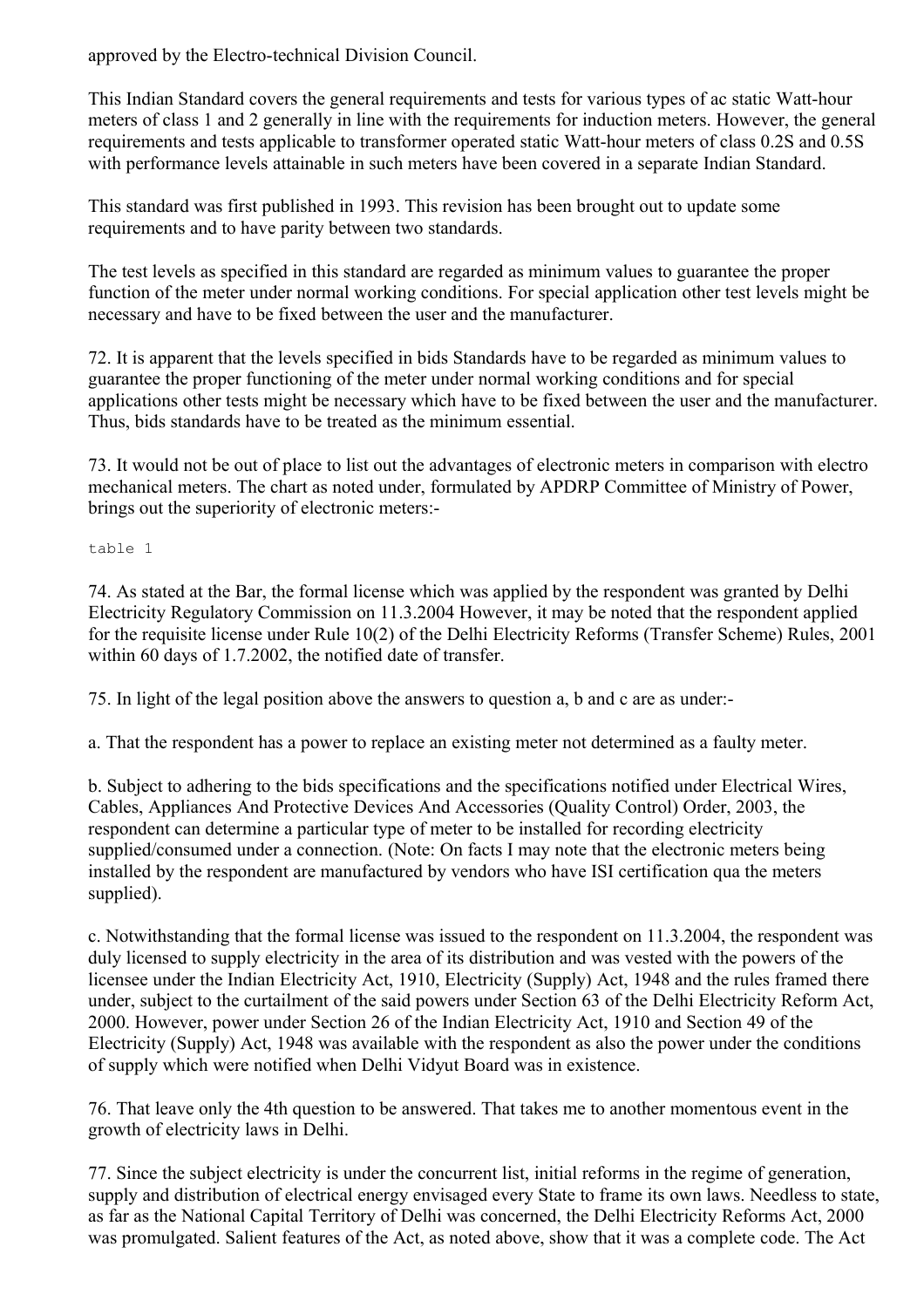approved by the Electro-technical Division Council.

This Indian Standard covers the general requirements and tests for various types of ac static Watt-hour meters of class 1 and 2 generally in line with the requirements for induction meters. However, the general requirements and tests applicable to transformer operated static Watt-hour meters of class 0.2S and 0.5S with performance levels attainable in such meters have been covered in a separate Indian Standard.

This standard was first published in 1993. This revision has been brought out to update some requirements and to have parity between two standards.

The test levels as specified in this standard are regarded as minimum values to guarantee the proper function of the meter under normal working conditions. For special application other test levels might be necessary and have to be fixed between the user and the manufacturer.

72. It is apparent that the levels specified in bids Standards have to be regarded as minimum values to guarantee the proper functioning of the meter under normal working conditions and for special applications other tests might be necessary which have to be fixed between the user and the manufacturer. Thus, bids standards have to be treated as the minimum essential.

73. It would not be out of place to list out the advantages of electronic meters in comparison with electro mechanical meters. The chart as noted under, formulated by APDRP Committee of Ministry of Power, brings out the superiority of electronic meters:-

```
table 1
```

74. As stated at the Bar, the formal license which was applied by the respondent was granted by Delhi Electricity Regulatory Commission on 11.3.2004 However, it may be noted that the respondent applied for the requisite license under Rule 10(2) of the Delhi Electricity Reforms (Transfer Scheme) Rules, 2001 within 60 days of 1.7.2002, the notified date of transfer.

75. In light of the legal position above the answers to question a, b and c are as under:-

a. That the respondent has a power to replace an existing meter not determined as a faulty meter.

b. Subject to adhering to the bids specifications and the specifications notified under Electrical Wires, Cables, Appliances And Protective Devices And Accessories (Quality Control) Order, 2003, the respondent can determine a particular type of meter to be installed for recording electricity supplied/consumed under a connection. (Note: On facts I may note that the electronic meters being installed by the respondent are manufactured by vendors who have ISI certification qua the meters supplied).

c. Notwithstanding that the formal license was issued to the respondent on 11.3.2004, the respondent was duly licensed to supply electricity in the area of its distribution and was vested with the powers of the licensee under the Indian Electricity Act, 1910, Electricity (Supply) Act, 1948 and the rules framed there under, subject to the curtailment of the said powers under Section 63 of the Delhi Electricity Reform Act, 2000. However, power under Section 26 of the Indian Electricity Act, 1910 and Section 49 of the Electricity (Supply) Act, 1948 was available with the respondent as also the power under the conditions of supply which were notified when Delhi Vidyut Board was in existence.

76. That leave only the 4th question to be answered. That takes me to another momentous event in the growth of electricity laws in Delhi.

77. Since the subject electricity is under the concurrent list, initial reforms in the regime of generation, supply and distribution of electrical energy envisaged every State to frame its own laws. Needless to state, as far as the National Capital Territory of Delhi was concerned, the Delhi Electricity Reforms Act, 2000 was promulgated. Salient features of the Act, as noted above, show that it was a complete code. The Act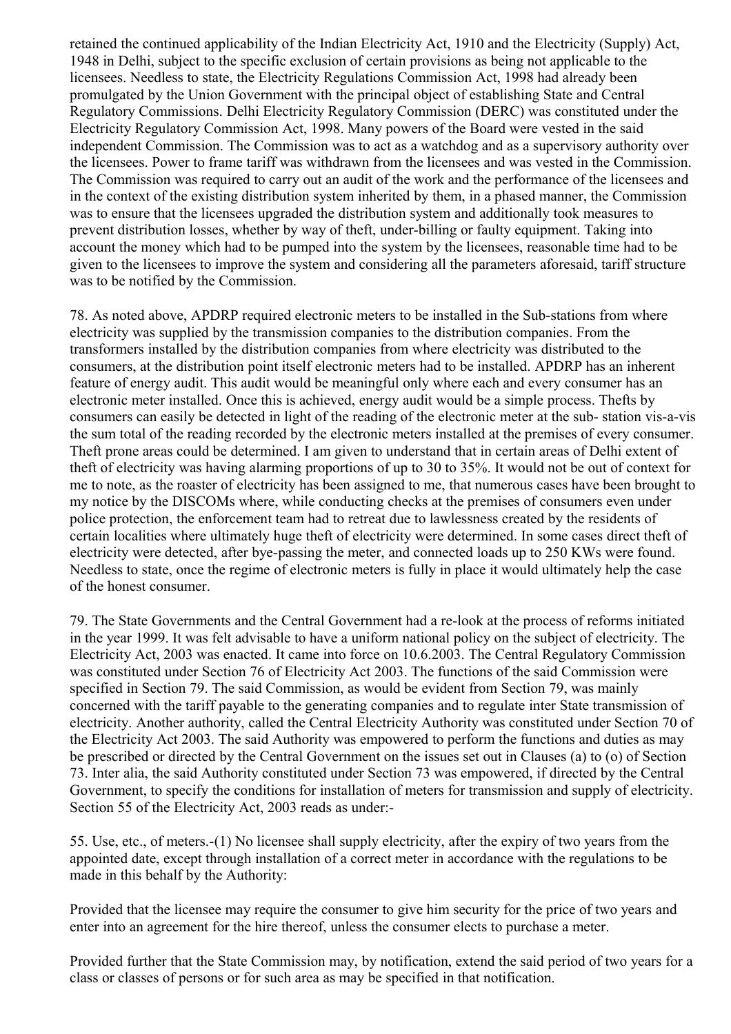retained the continued applicability of the Indian Electricity Act, 1910 and the Electricity (Supply) Act, 1948 in Delhi, subject to the specific exclusion of certain provisions as being not applicable to the licensees. Needless to state, the Electricity Regulations Commission Act, 1998 had already been promulgated by the Union Government with the principal object of establishing State and Central Regulatory Commissions. Delhi Electricity Regulatory Commission (DERC) was constituted under the Electricity Regulatory Commission Act, 1998. Many powers of the Board were vested in the said independent Commission. The Commission was to act as a watchdog and as a supervisory authority over the licensees. Power to frame tariff was withdrawn from the licensees and was vested in the Commission. The Commission was required to carry out an audit of the work and the performance of the licensees and in the context of the existing distribution system inherited by them, in a phased manner, the Commission was to ensure that the licensees upgraded the distribution system and additionally took measures to prevent distribution losses, whether by way of theft, under-billing or faulty equipment. Taking into account the money which had to be pumped into the system by the licensees, reasonable time had to be given to the licensees to improve the system and considering all the parameters aforesaid, tariff structure was to be notified by the Commission.

78. As noted above, APDRP required electronic meters to be installed in the Sub-stations from where electricity was supplied by the transmission companies to the distribution companies. From the transformers installed by the distribution companies from where electricity was distributed to the consumers, at the distribution point itself electronic meters had to be installed. APDRP has an inherent feature of energy audit. This audit would be meaningful only where each and every consumer has an electronic meter installed. Once this is achieved, energy audit would be a simple process. Thefts by consumers can easily be detected in light of the reading of the electronic meter at the sub- station vis-a-vis the sum total of the reading recorded by the electronic meters installed at the premises of every consumer. Theft prone areas could be determined. I am given to understand that in certain areas of Delhi extent of theft of electricity was having alarming proportions of up to 30 to 35%. It would not be out of context for me to note, as the roaster of electricity has been assigned to me, that numerous cases have been brought to my notice by the DISCOMs where, while conducting checks at the premises of consumers even under police protection, the enforcement team had to retreat due to lawlessness created by the residents of certain localities where ultimately huge theft of electricity were determined. In some cases direct theft of electricity were detected, after bye-passing the meter, and connected loads up to 250 KWs were found. Needless to state, once the regime of electronic meters is fully in place it would ultimately help the case of the honest consumer.

79. The State Governments and the Central Government had a re-look at the process of reforms initiated in the year 1999. It was felt advisable to have a uniform national policy on the subject of electricity. The Electricity Act, 2003 was enacted. It came into force on 10.6.2003. The Central Regulatory Commission was constituted under Section 76 of Electricity Act 2003. The functions of the said Commission were specified in Section 79. The said Commission, as would be evident from Section 79, was mainly concerned with the tariff payable to the generating companies and to regulate inter State transmission of electricity. Another authority, called the Central Electricity Authority was constituted under Section 70 of the Electricity Act 2003. The said Authority was empowered to perform the functions and duties as may be prescribed or directed by the Central Government on the issues set out in Clauses (a) to (o) of Section 73. Inter alia, the said Authority constituted under Section 73 was empowered, if directed by the Central Government, to specify the conditions for installation of meters for transmission and supply of electricity. Section 55 of the Electricity Act, 2003 reads as under:-

55. Use, etc., of meters.-(1) No licensee shall supply electricity, after the expiry of two years from the appointed date, except through installation of a correct meter in accordance with the regulations to be made in this behalf by the Authority:

Provided that the licensee may require the consumer to give him security for the price of two years and enter into an agreement for the hire thereof, unless the consumer elects to purchase a meter.

Provided further that the State Commission may, by notification, extend the said period of two years for a class or classes of persons or for such area as may be specified in that notification.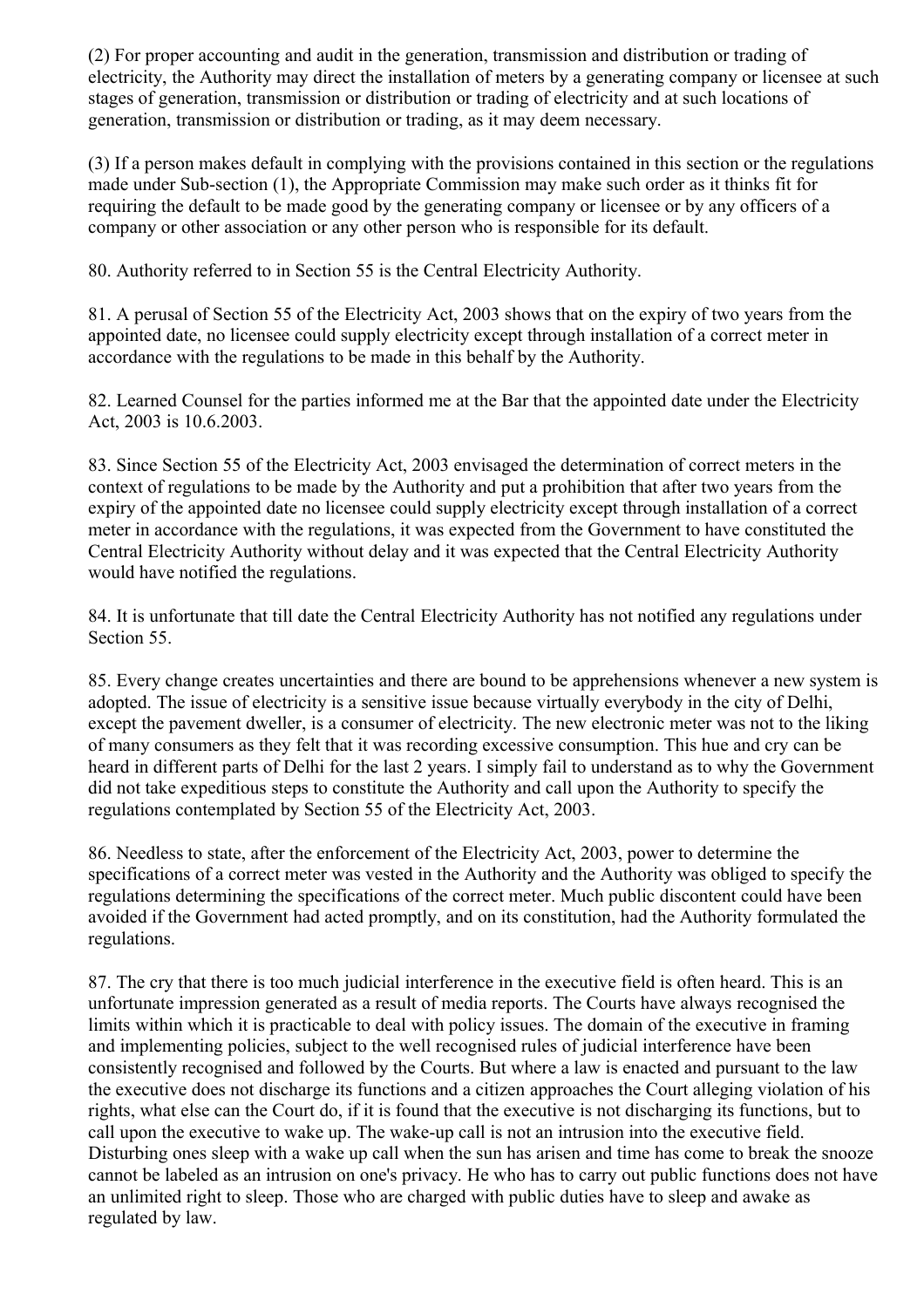(2) For proper accounting and audit in the generation, transmission and distribution or trading of electricity, the Authority may direct the installation of meters by a generating company or licensee at such stages of generation, transmission or distribution or trading of electricity and at such locations of generation, transmission or distribution or trading, as it may deem necessary.

(3) If a person makes default in complying with the provisions contained in this section or the regulations made under Sub-section (1), the Appropriate Commission may make such order as it thinks fit for requiring the default to be made good by the generating company or licensee or by any officers of a company or other association or any other person who is responsible for its default.

80. Authority referred to in Section 55 is the Central Electricity Authority.

81. A perusal of Section 55 of the Electricity Act, 2003 shows that on the expiry of two years from the appointed date, no licensee could supply electricity except through installation of a correct meter in accordance with the regulations to be made in this behalf by the Authority.

82. Learned Counsel for the parties informed me at the Bar that the appointed date under the Electricity Act, 2003 is 10.6.2003.

83. Since Section 55 of the Electricity Act, 2003 envisaged the determination of correct meters in the context of regulations to be made by the Authority and put a prohibition that after two years from the expiry of the appointed date no licensee could supply electricity except through installation of a correct meter in accordance with the regulations, it was expected from the Government to have constituted the Central Electricity Authority without delay and it was expected that the Central Electricity Authority would have notified the regulations.

84. It is unfortunate that till date the Central Electricity Authority has not notified any regulations under Section 55.

85. Every change creates uncertainties and there are bound to be apprehensions whenever a new system is adopted. The issue of electricity is a sensitive issue because virtually everybody in the city of Delhi, except the pavement dweller, is a consumer of electricity. The new electronic meter was not to the liking of many consumers as they felt that it was recording excessive consumption. This hue and cry can be heard in different parts of Delhi for the last 2 years. I simply fail to understand as to why the Government did not take expeditious steps to constitute the Authority and call upon the Authority to specify the regulations contemplated by Section 55 of the Electricity Act, 2003.

86. Needless to state, after the enforcement of the Electricity Act, 2003, power to determine the specifications of a correct meter was vested in the Authority and the Authority was obliged to specify the regulations determining the specifications of the correct meter. Much public discontent could have been avoided if the Government had acted promptly, and on its constitution, had the Authority formulated the regulations.

87. The cry that there is too much judicial interference in the executive field is often heard. This is an unfortunate impression generated as a result of media reports. The Courts have always recognised the limits within which it is practicable to deal with policy issues. The domain of the executive in framing and implementing policies, subject to the well recognised rules of judicial interference have been consistently recognised and followed by the Courts. But where a law is enacted and pursuant to the law the executive does not discharge its functions and a citizen approaches the Court alleging violation of his rights, what else can the Court do, if it is found that the executive is not discharging its functions, but to call upon the executive to wake up. The wake-up call is not an intrusion into the executive field. Disturbing ones sleep with a wake up call when the sun has arisen and time has come to break the snooze cannot be labeled as an intrusion on one's privacy. He who has to carry out public functions does not have an unlimited right to sleep. Those who are charged with public duties have to sleep and awake as regulated by law.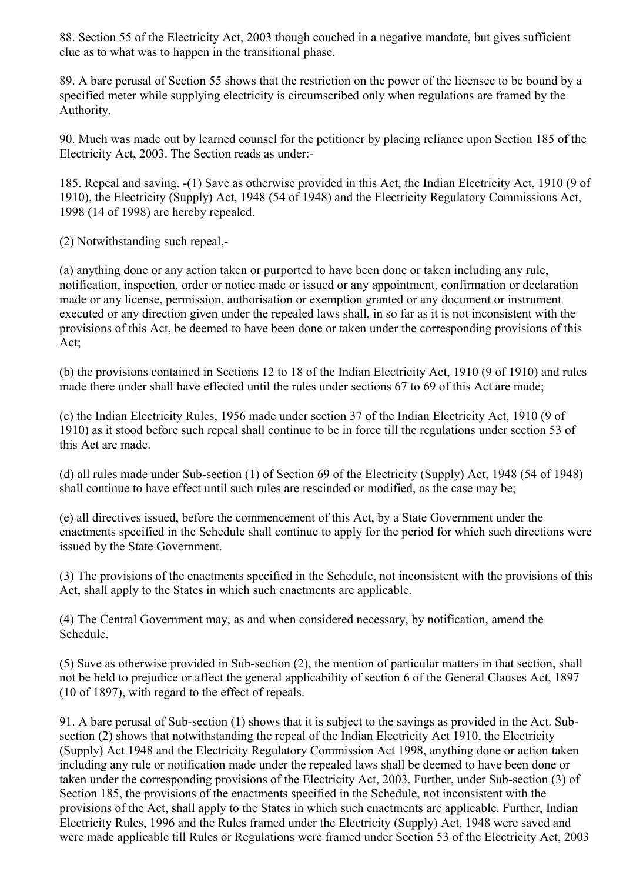88. Section 55 of the Electricity Act, 2003 though couched in a negative mandate, but gives sufficient clue as to what was to happen in the transitional phase.

89. A bare perusal of Section 55 shows that the restriction on the power of the licensee to be bound by a specified meter while supplying electricity is circumscribed only when regulations are framed by the Authority.

90. Much was made out by learned counsel for the petitioner by placing reliance upon Section 185 of the Electricity Act, 2003. The Section reads as under:-

185. Repeal and saving. -(1) Save as otherwise provided in this Act, the Indian Electricity Act, 1910 (9 of 1910), the Electricity (Supply) Act, 1948 (54 of 1948) and the Electricity Regulatory Commissions Act, 1998 (14 of 1998) are hereby repealed.

(2) Notwithstanding such repeal,-

(a) anything done or any action taken or purported to have been done or taken including any rule, notification, inspection, order or notice made or issued or any appointment, confirmation or declaration made or any license, permission, authorisation or exemption granted or any document or instrument executed or any direction given under the repealed laws shall, in so far as it is not inconsistent with the provisions of this Act, be deemed to have been done or taken under the corresponding provisions of this Act;

(b) the provisions contained in Sections 12 to 18 of the Indian Electricity Act, 1910 (9 of 1910) and rules made there under shall have effected until the rules under sections 67 to 69 of this Act are made;

(c) the Indian Electricity Rules, 1956 made under section 37 of the Indian Electricity Act, 1910 (9 of 1910) as it stood before such repeal shall continue to be in force till the regulations under section 53 of this Act are made.

(d) all rules made under Sub-section (1) of Section 69 of the Electricity (Supply) Act, 1948 (54 of 1948) shall continue to have effect until such rules are rescinded or modified, as the case may be;

(e) all directives issued, before the commencement of this Act, by a State Government under the enactments specified in the Schedule shall continue to apply for the period for which such directions were issued by the State Government.

(3) The provisions of the enactments specified in the Schedule, not inconsistent with the provisions of this Act, shall apply to the States in which such enactments are applicable.

(4) The Central Government may, as and when considered necessary, by notification, amend the Schedule.

(5) Save as otherwise provided in Sub-section (2), the mention of particular matters in that section, shall not be held to prejudice or affect the general applicability of section 6 of the General Clauses Act, 1897 (10 of 1897), with regard to the effect of repeals.

91. A bare perusal of Sub-section (1) shows that it is subject to the savings as provided in the Act. Sub-section (2) shows that notwithstanding the repeal of the Indian Electricity Act 1910, the Electricity (Supply) Act 1948 and the Electricity Regulatory Commission Act 1998, anything done or action taken including any rule or notification made under the repealed laws shall be deemed to have been done or taken under the corresponding provisions of the Electricity Act, 2003. Further, under Sub-section (3) of Section 185, the provisions of the enactments specified in the Schedule, not inconsistent with the provisions of the Act, shall apply to the States in which such enactments are applicable. Further, Indian Electricity Rules, 1996 and the Rules framed under the Electricity (Supply) Act, 1948 were saved and were made applicable till Rules or Regulations were framed under Section 53 of the Electricity Act, 2003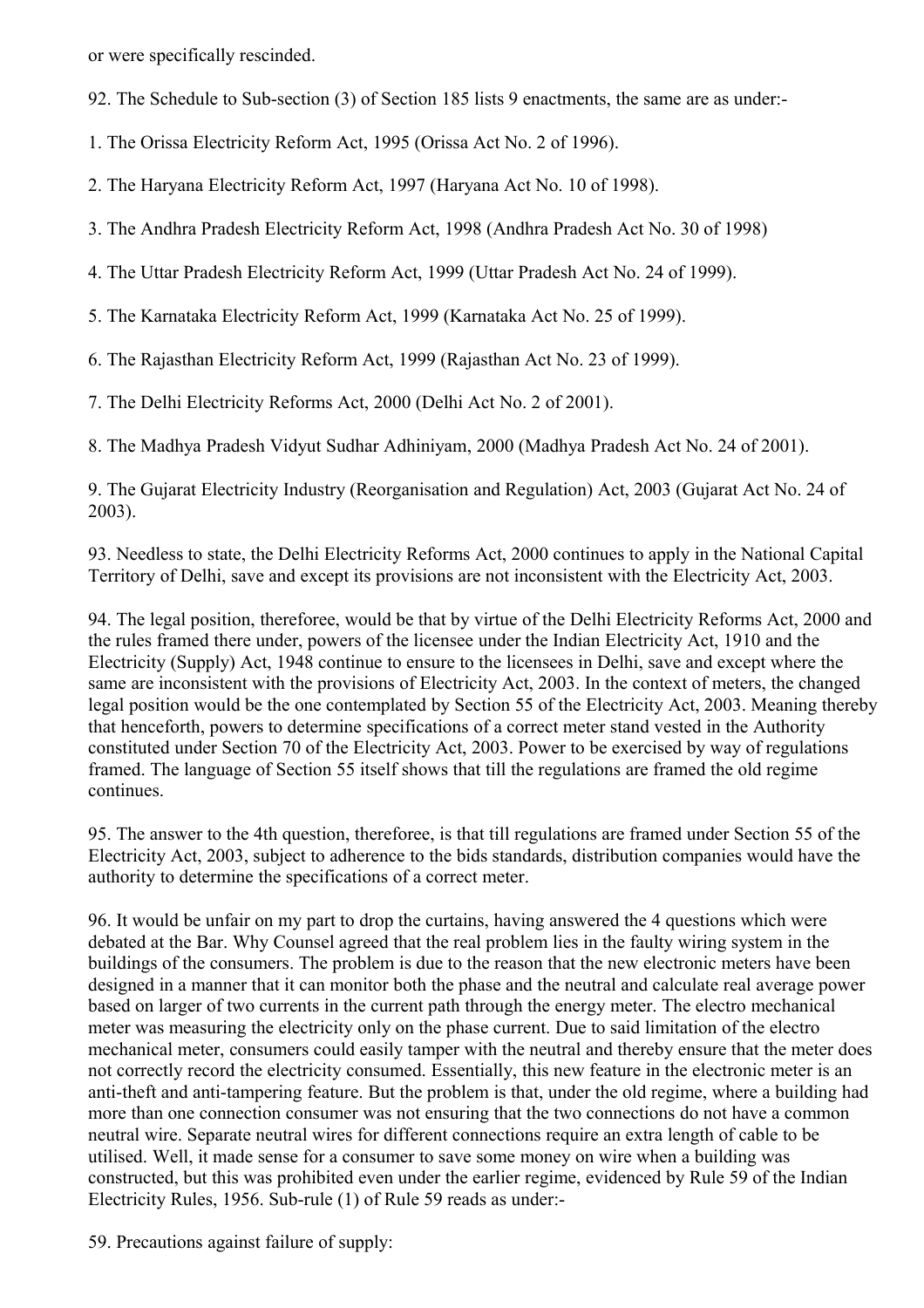or were specifically rescinded.

92. The Schedule to Sub-section (3) of Section 185 lists 9 enactments, the same are as under:-

1. The Orissa Electricity Reform Act, 1995 (Orissa Act No. 2 of 1996).

2. The Haryana Electricity Reform Act, 1997 (Haryana Act No. 10 of 1998).

3. The Andhra Pradesh Electricity Reform Act, 1998 (Andhra Pradesh Act No. 30 of 1998)

4. The Uttar Pradesh Electricity Reform Act, 1999 (Uttar Pradesh Act No. 24 of 1999).

5. The Karnataka Electricity Reform Act, 1999 (Karnataka Act No. 25 of 1999).

6. The Rajasthan Electricity Reform Act, 1999 (Rajasthan Act No. 23 of 1999).

7. The Delhi Electricity Reforms Act, 2000 (Delhi Act No. 2 of 2001).

8. The Madhya Pradesh Vidyut Sudhar Adhiniyam, 2000 (Madhya Pradesh Act No. 24 of 2001).

9. The Gujarat Electricity Industry (Reorganisation and Regulation) Act, 2003 (Gujarat Act No. 24 of 2003).

93. Needless to state, the Delhi Electricity Reforms Act, 2000 continues to apply in the National Capital Territory of Delhi, save and except its provisions are not inconsistent with the Electricity Act, 2003.

94. The legal position, thereforee, would be that by virtue of the Delhi Electricity Reforms Act, 2000 and the rules framed there under, powers of the licensee under the Indian Electricity Act, 1910 and the Electricity (Supply) Act, 1948 continue to ensure to the licensees in Delhi, save and except where the same are inconsistent with the provisions of Electricity Act, 2003. In the context of meters, the changed legal position would be the one contemplated by Section 55 of the Electricity Act, 2003. Meaning thereby that henceforth, powers to determine specifications of a correct meter stand vested in the Authority constituted under Section 70 of the Electricity Act, 2003. Power to be exercised by way of regulations framed. The language of Section 55 itself shows that till the regulations are framed the old regime continues.

95. The answer to the 4th question, thereforee, is that till regulations are framed under Section 55 of the Electricity Act, 2003, subject to adherence to the bids standards, distribution companies would have the authority to determine the specifications of a correct meter.

96. It would be unfair on my part to drop the curtains, having answered the 4 questions which were debated at the Bar. Why Counsel agreed that the real problem lies in the faulty wiring system in the buildings of the consumers. The problem is due to the reason that the new electronic meters have been designed in a manner that it can monitor both the phase and the neutral and calculate real average power based on larger of two currents in the current path through the energy meter. The electro mechanical meter was measuring the electricity only on the phase current. Due to said limitation of the electro mechanical meter, consumers could easily tamper with the neutral and thereby ensure that the meter does not correctly record the electricity consumed. Essentially, this new feature in the electronic meter is an anti-theft and anti-tampering feature. But the problem is that, under the old regime, where a building had more than one connection consumer was not ensuring that the two connections do not have a common neutral wire. Separate neutral wires for different connections require an extra length of cable to be utilised. Well, it made sense for a consumer to save some money on wire when a building was constructed, but this was prohibited even under the earlier regime, evidenced by Rule 59 of the Indian Electricity Rules, 1956. Sub-rule (1) of Rule 59 reads as under:-

59. Precautions against failure of supply: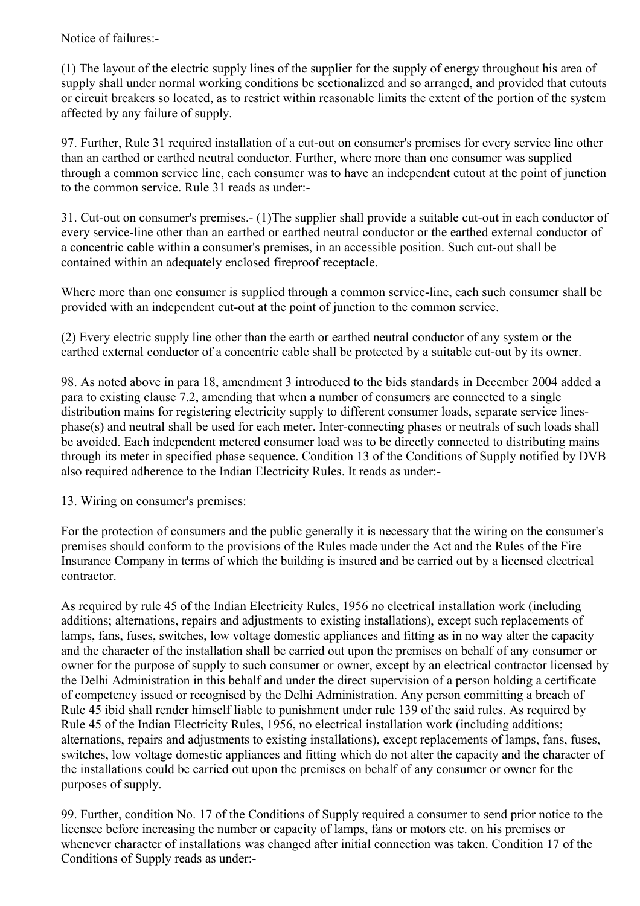Notice of failures:-

(1) The layout of the electric supply lines of the supplier for the supply of energy throughout his area of supply shall under normal working conditions be sectionalized and so arranged, and provided that cutouts or circuit breakers so located, as to restrict within reasonable limits the extent of the portion of the system affected by any failure of supply.

97. Further, Rule 31 required installation of a cut-out on consumer's premises for every service line other than an earthed or earthed neutral conductor. Further, where more than one consumer was supplied through a common service line, each consumer was to have an independent cutout at the point of junction to the common service. Rule 31 reads as under:-

31. Cut-out on consumer's premises.- (1)The supplier shall provide a suitable cut-out in each conductor of every service-line other than an earthed or earthed neutral conductor or the earthed external conductor of a concentric cable within a consumer's premises, in an accessible position. Such cut-out shall be contained within an adequately enclosed fireproof receptacle.

Where more than one consumer is supplied through a common service-line, each such consumer shall be provided with an independent cut-out at the point of junction to the common service.

(2) Every electric supply line other than the earth or earthed neutral conductor of any system or the earthed external conductor of a concentric cable shall be protected by a suitable cut-out by its owner.

98. As noted above in para 18, amendment 3 introduced to the bids standards in December 2004 added a para to existing clause 7.2, amending that when a number of consumers are connected to a single distribution mains for registering electricity supply to different consumer loads, separate service lines-phase(s) and neutral shall be used for each meter. Inter-connecting phases or neutrals of such loads shall be avoided. Each independent metered consumer load was to be directly connected to distributing mains through its meter in specified phase sequence. Condition 13 of the Conditions of Supply notified by DVB also required adherence to the Indian Electricity Rules. It reads as under:-

13. Wiring on consumer's premises:

For the protection of consumers and the public generally it is necessary that the wiring on the consumer's premises should conform to the provisions of the Rules made under the Act and the Rules of the Fire Insurance Company in terms of which the building is insured and be carried out by a licensed electrical contractor.

As required by rule 45 of the Indian Electricity Rules, 1956 no electrical installation work (including additions; alternations, repairs and adjustments to existing installations), except such replacements of lamps, fans, fuses, switches, low voltage domestic appliances and fitting as in no way alter the capacity and the character of the installation shall be carried out upon the premises on behalf of any consumer or owner for the purpose of supply to such consumer or owner, except by an electrical contractor licensed by the Delhi Administration in this behalf and under the direct supervision of a person holding a certificate of competency issued or recognised by the Delhi Administration. Any person committing a breach of Rule 45 ibid shall render himself liable to punishment under rule 139 of the said rules. As required by Rule 45 of the Indian Electricity Rules, 1956, no electrical installation work (including additions; alternations, repairs and adjustments to existing installations), except replacements of lamps, fans, fuses, switches, low voltage domestic appliances and fitting which do not alter the capacity and the character of the installations could be carried out upon the premises on behalf of any consumer or owner for the purposes of supply.

99. Further, condition No. 17 of the Conditions of Supply required a consumer to send prior notice to the licensee before increasing the number or capacity of lamps, fans or motors etc. on his premises or whenever character of installations was changed after initial connection was taken. Condition 17 of the Conditions of Supply reads as under:-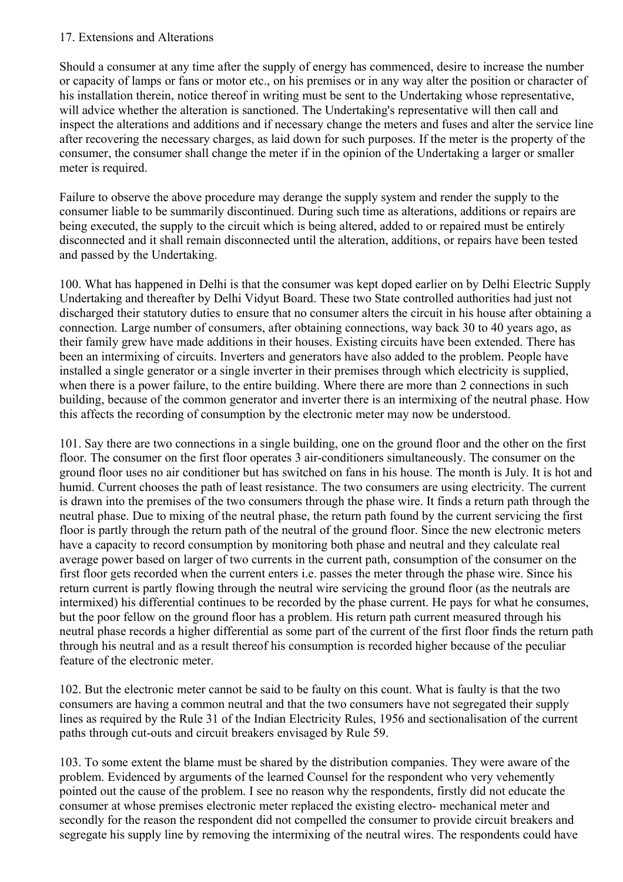17. Extensions and Alterations

Should a consumer at any time after the supply of energy has commenced, desire to increase the number or capacity of lamps or fans or motor etc., on his premises or in any way alter the position or character of his installation therein, notice thereof in writing must be sent to the Undertaking whose representative, will advice whether the alteration is sanctioned. The Undertaking's representative will then call and inspect the alterations and additions and if necessary change the meters and fuses and alter the service line after recovering the necessary charges, as laid down for such purposes. If the meter is the property of the consumer, the consumer shall change the meter if in the opinion of the Undertaking a larger or smaller meter is required.

Failure to observe the above procedure may derange the supply system and render the supply to the consumer liable to be summarily discontinued. During such time as alterations, additions or repairs are being executed, the supply to the circuit which is being altered, added to or repaired must be entirely disconnected and it shall remain disconnected until the alteration, additions, or repairs have been tested and passed by the Undertaking.

100. What has happened in Delhi is that the consumer was kept doped earlier on by Delhi Electric Supply Undertaking and thereafter by Delhi Vidyut Board. These two State controlled authorities had just not discharged their statutory duties to ensure that no consumer alters the circuit in his house after obtaining a connection. Large number of consumers, after obtaining connections, way back 30 to 40 years ago, as their family grew have made additions in their houses. Existing circuits have been extended. There has been an intermixing of circuits. Inverters and generators have also added to the problem. People have installed a single generator or a single inverter in their premises through which electricity is supplied, when there is a power failure, to the entire building. Where there are more than 2 connections in such building, because of the common generator and inverter there is an intermixing of the neutral phase. How this affects the recording of consumption by the electronic meter may now be understood.

101. Say there are two connections in a single building, one on the ground floor and the other on the first floor. The consumer on the first floor operates 3 air-conditioners simultaneously. The consumer on the ground floor uses no air conditioner but has switched on fans in his house. The month is July. It is hot and humid. Current chooses the path of least resistance. The two consumers are using electricity. The current is drawn into the premises of the two consumers through the phase wire. It finds a return path through the neutral phase. Due to mixing of the neutral phase, the return path found by the current servicing the first floor is partly through the return path of the neutral of the ground floor. Since the new electronic meters have a capacity to record consumption by monitoring both phase and neutral and they calculate real average power based on larger of two currents in the current path, consumption of the consumer on the first floor gets recorded when the current enters i.e. passes the meter through the phase wire. Since his return current is partly flowing through the neutral wire servicing the ground floor (as the neutrals are intermixed) his differential continues to be recorded by the phase current. He pays for what he consumes, but the poor fellow on the ground floor has a problem. His return path current measured through his neutral phase records a higher differential as some part of the current of the first floor finds the return path through his neutral and as a result thereof his consumption is recorded higher because of the peculiar feature of the electronic meter.

102. But the electronic meter cannot be said to be faulty on this count. What is faulty is that the two consumers are having a common neutral and that the two consumers have not segregated their supply lines as required by the Rule 31 of the Indian Electricity Rules, 1956 and sectionalisation of the current paths through cut-outs and circuit breakers envisaged by Rule 59.

103. To some extent the blame must be shared by the distribution companies. They were aware of the problem. Evidenced by arguments of the learned Counsel for the respondent who very vehemently pointed out the cause of the problem. I see no reason why the respondents, firstly did not educate the consumer at whose premises electronic meter replaced the existing electro- mechanical meter and secondly for the reason the respondent did not compelled the consumer to provide circuit breakers and segregate his supply line by removing the intermixing of the neutral wires. The respondents could have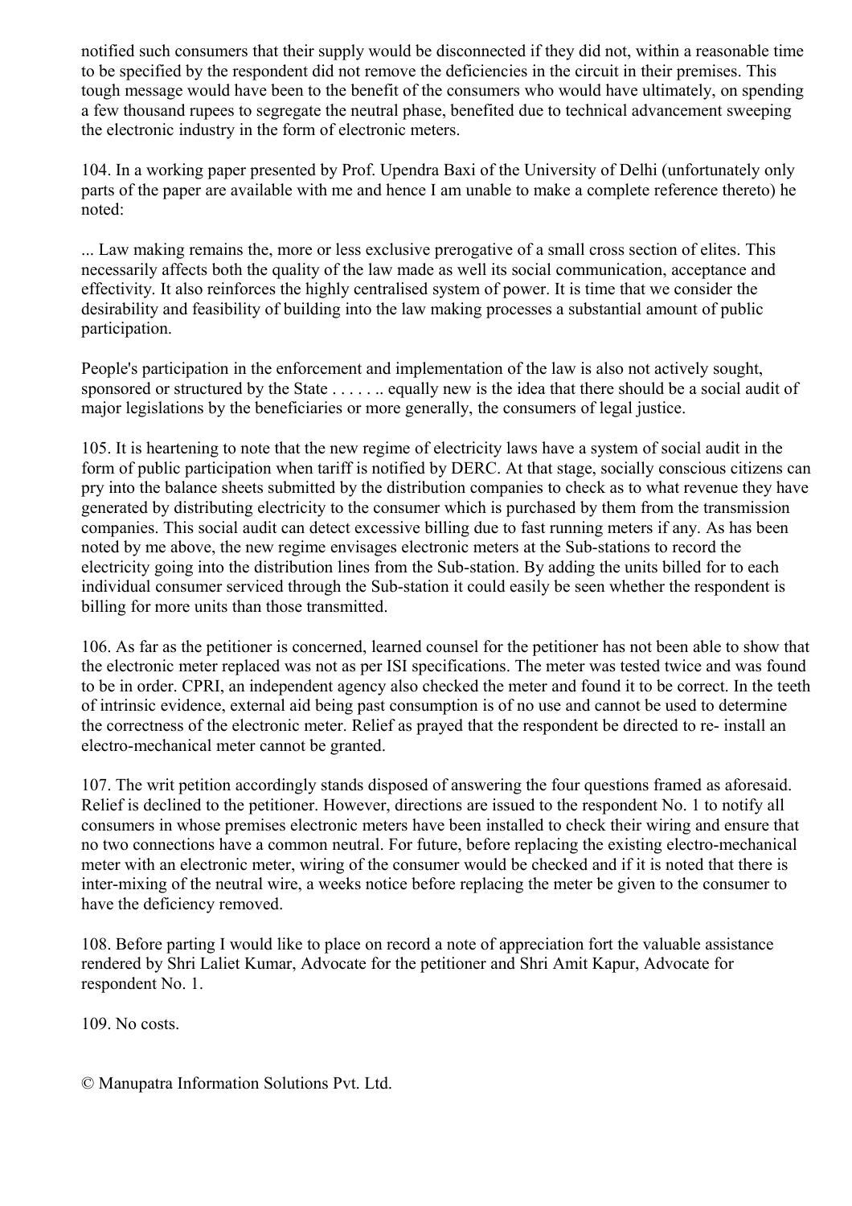notified such consumers that their supply would be disconnected if they did not, within a reasonable time to be specified by the respondent did not remove the deficiencies in the circuit in their premises. This tough message would have been to the benefit of the consumers who would have ultimately, on spending a few thousand rupees to segregate the neutral phase, benefited due to technical advancement sweeping the electronic industry in the form of electronic meters.

104. In a working paper presented by Prof. Upendra Baxi of the University of Delhi (unfortunately only parts of the paper are available with me and hence I am unable to make a complete reference thereto) he noted:

... Law making remains the, more or less exclusive prerogative of a small cross section of elites. This necessarily affects both the quality of the law made as well its social communication, acceptance and effectivity. It also reinforces the highly centralised system of power. It is time that we consider the desirability and feasibility of building into the law making processes a substantial amount of public participation.

People's participation in the enforcement and implementation of the law is also not actively sought, sponsored or structured by the State . . . . . .. equally new is the idea that there should be a social audit of major legislations by the beneficiaries or more generally, the consumers of legal justice.

105. It is heartening to note that the new regime of electricity laws have a system of social audit in the form of public participation when tariff is notified by DERC. At that stage, socially conscious citizens can pry into the balance sheets submitted by the distribution companies to check as to what revenue they have generated by distributing electricity to the consumer which is purchased by them from the transmission companies. This social audit can detect excessive billing due to fast running meters if any. As has been noted by me above, the new regime envisages electronic meters at the Sub-stations to record the electricity going into the distribution lines from the Sub-station. By adding the units billed for to each individual consumer serviced through the Sub-station it could easily be seen whether the respondent is billing for more units than those transmitted.

106. As far as the petitioner is concerned, learned counsel for the petitioner has not been able to show that the electronic meter replaced was not as per ISI specifications. The meter was tested twice and was found to be in order. CPRI, an independent agency also checked the meter and found it to be correct. In the teeth of intrinsic evidence, external aid being past consumption is of no use and cannot be used to determine the correctness of the electronic meter. Relief as prayed that the respondent be directed to re- install an electro-mechanical meter cannot be granted.

107. The writ petition accordingly stands disposed of answering the four questions framed as aforesaid. Relief is declined to the petitioner. However, directions are issued to the respondent No. 1 to notify all consumers in whose premises electronic meters have been installed to check their wiring and ensure that no two connections have a common neutral. For future, before replacing the existing electro-mechanical meter with an electronic meter, wiring of the consumer would be checked and if it is noted that there is inter-mixing of the neutral wire, a weeks notice before replacing the meter be given to the consumer to have the deficiency removed.

108. Before parting I would like to place on record a note of appreciation fort the valuable assistance rendered by Shri Laliet Kumar, Advocate for the petitioner and Shri Amit Kapur, Advocate for respondent No. 1.

109. No costs.

© Manupatra Information Solutions Pvt. Ltd.